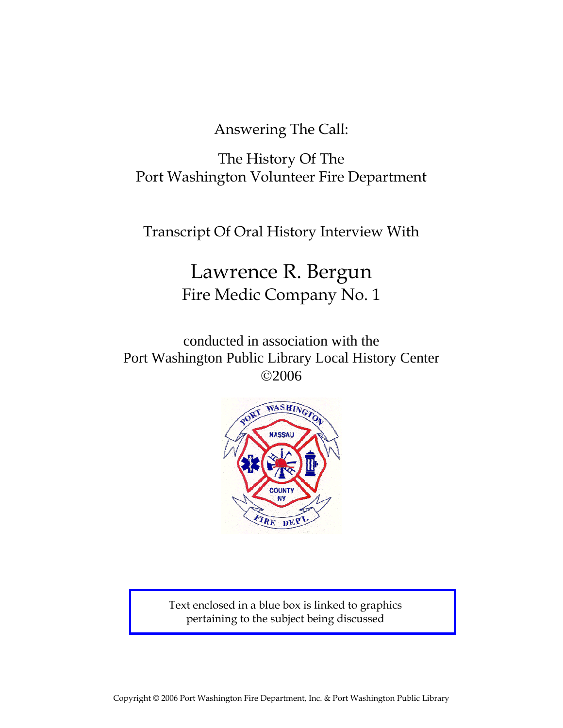# Answering The Call:

## The History Of The Port Washington Volunteer Fire Department

Transcript Of Oral History Interview With

# Lawrence R. Bergun

## Fire Medic Company No. 1

conducted in association with the
Port Washington Public Library Local History Center
©2006

Text enclosed in a blue box is linked to graphics pertaining to the subject being discussed

Copyright © 2006 Port Washington Fire Department, Inc. & Port Washington Public Library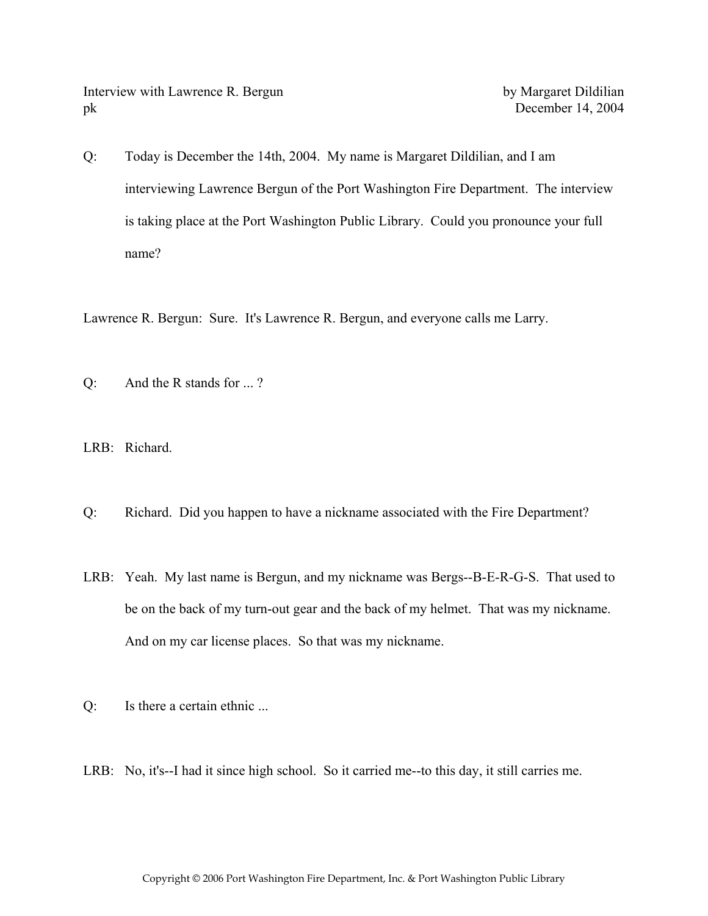Interview with Lawrence R. Bergun by Margaret Dildilian
pk December 14, 2004

Q: Today is December the 14th, 2004. My name is Margaret Dildilian, and I am interviewing Lawrence Bergun of the Port Washington Fire Department. The interview is taking place at the Port Washington Public Library. Could you pronounce your full name?

Lawrence R. Bergun: Sure. It's Lawrence R. Bergun, and everyone calls me Larry.

Q: And the R stands for ... ?

LRB: Richard.

Q: Richard. Did you happen to have a nickname associated with the Fire Department?

LRB: Yeah. My last name is Bergun, and my nickname was Bergs--B-E-R-G-S. That used to be on the back of my turn-out gear and the back of my helmet. That was my nickname. And on my car license places. So that was my nickname.

Q: Is there a certain ethnic ...

LRB: No, it's--I had it since high school. So it carried me--to this day, it still carries me.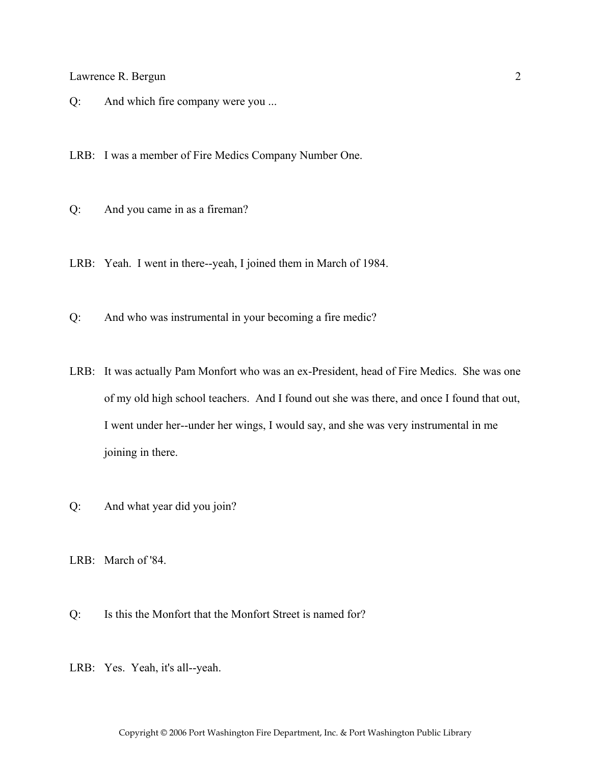Q: And which fire company were you ...

LRB: I was a member of Fire Medics Company Number One.

Q: And you came in as a fireman?

LRB: Yeah. I went in there--yeah, I joined them in March of 1984.

Q: And who was instrumental in your becoming a fire medic?

LRB: It was actually Pam Monfort who was an ex-President, head of Fire Medics. She was one of my old high school teachers. And I found out she was there, and once I found that out, I went under her--under her wings, I would say, and she was very instrumental in me joining in there.

Q: And what year did you join?

LRB: March of '84.

Q: Is this the Monfort that the Monfort Street is named for?

LRB: Yes. Yeah, it's all--yeah.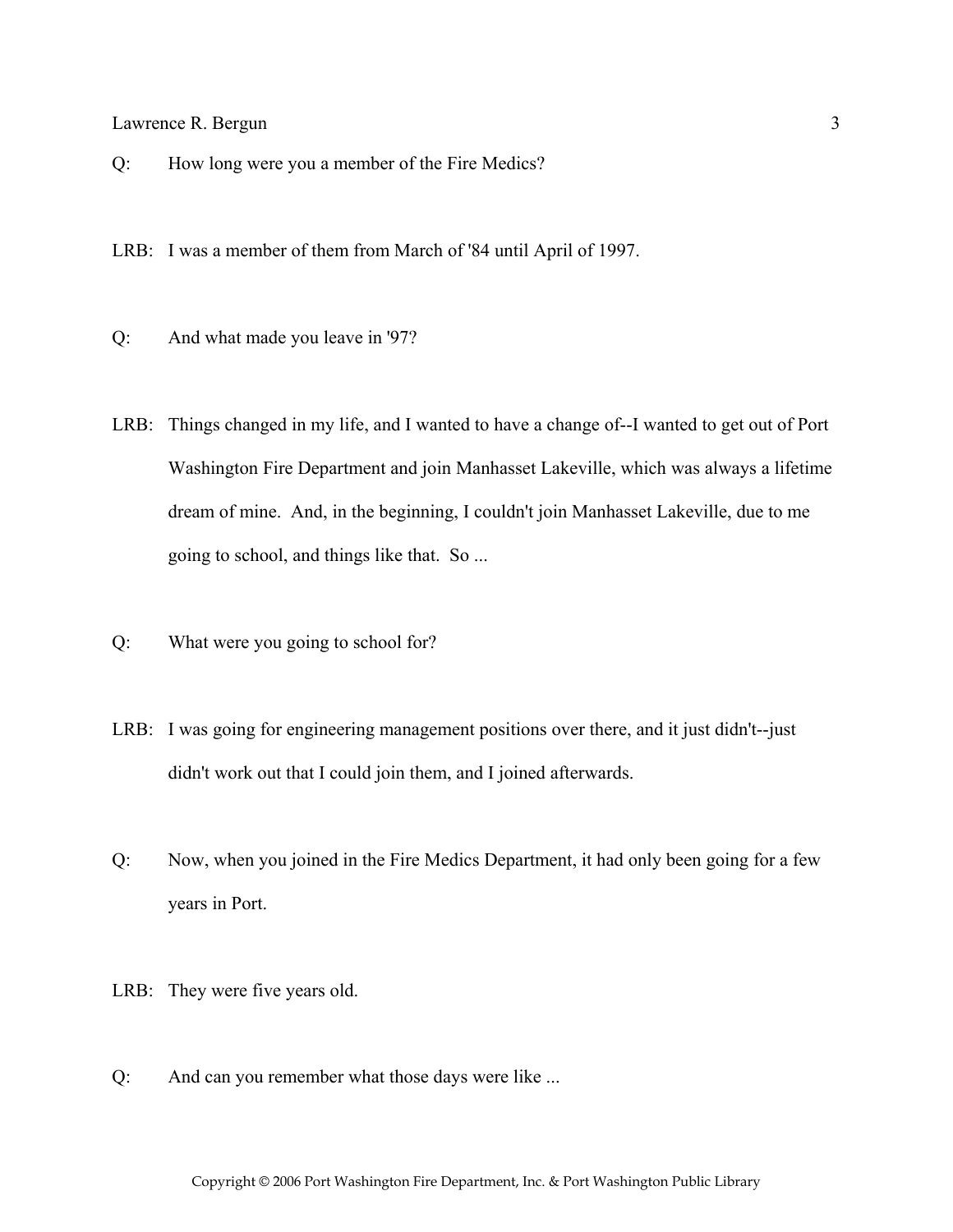Q: How long were you a member of the Fire Medics?

LRB: I was a member of them from March of '84 until April of 1997.

Q: And what made you leave in '97?

LRB: Things changed in my life, and I wanted to have a change of--I wanted to get out of Port Washington Fire Department and join Manhasset Lakeville, which was always a lifetime dream of mine. And, in the beginning, I couldn't join Manhasset Lakeville, due to me going to school, and things like that. So ...

Q: What were you going to school for?

LRB: I was going for engineering management positions over there, and it just didn't--just didn't work out that I could join them, and I joined afterwards.

Q: Now, when you joined in the Fire Medics Department, it had only been going for a few years in Port.

LRB: They were five years old.

Q: And can you remember what those days were like ...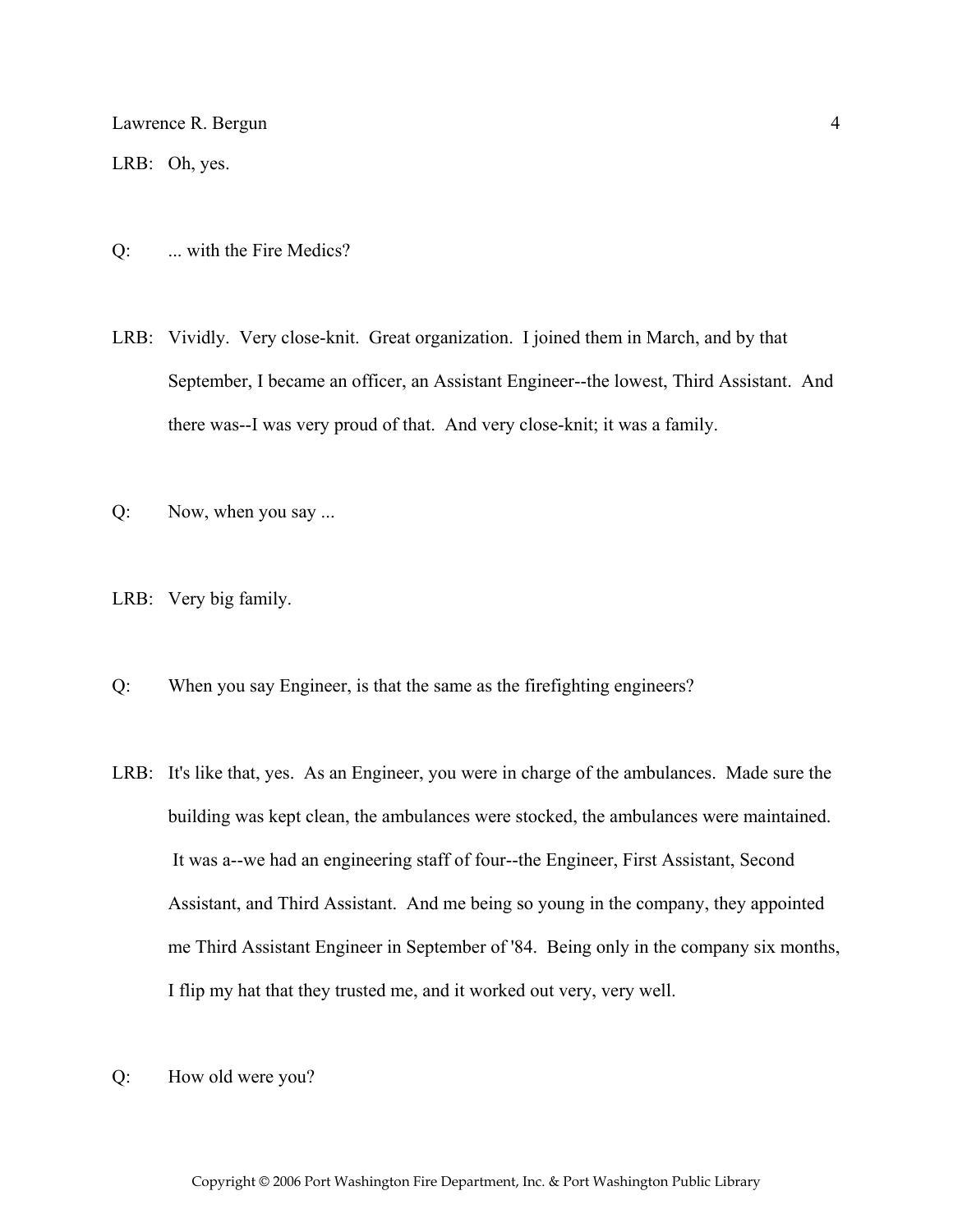LRB: Oh, yes.

Q: ... with the Fire Medics?

LRB: Vividly. Very close-knit. Great organization. I joined them in March, and by that September, I became an officer, an Assistant Engineer--the lowest, Third Assistant. And there was--I was very proud of that. And very close-knit; it was a family.

Q: Now, when you say ...

LRB: Very big family.

Q: When you say Engineer, is that the same as the firefighting engineers?

LRB: It's like that, yes. As an Engineer, you were in charge of the ambulances. Made sure the building was kept clean, the ambulances were stocked, the ambulances were maintained. It was a--we had an engineering staff of four--the Engineer, First Assistant, Second Assistant, and Third Assistant. And me being so young in the company, they appointed me Third Assistant Engineer in September of '84. Being only in the company six months, I flip my hat that they trusted me, and it worked out very, very well.

Q: How old were you?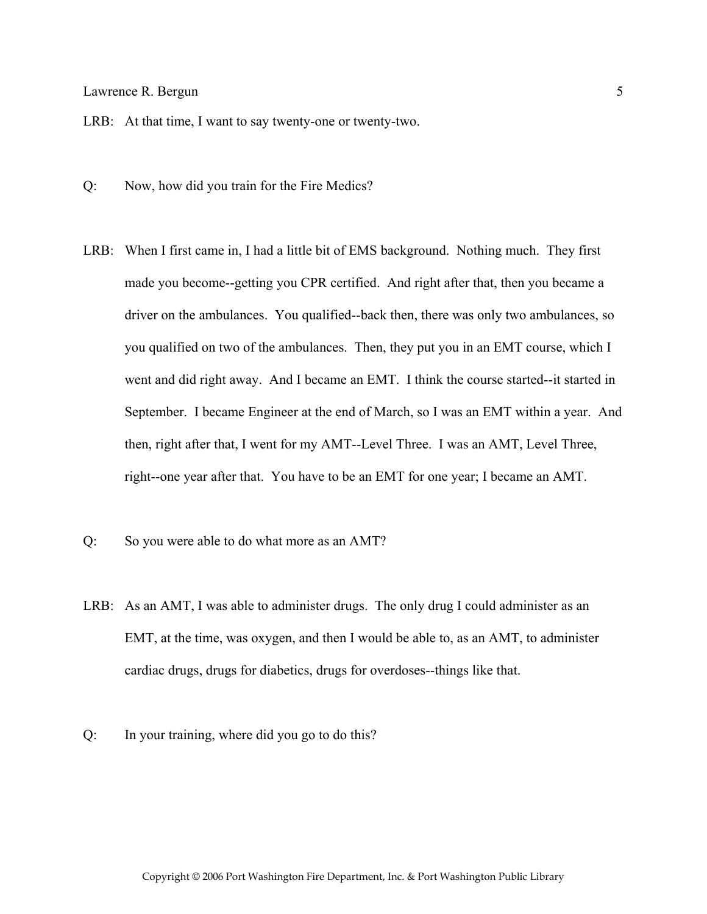LRB: At that time, I want to say twenty-one or twenty-two.

Q: Now, how did you train for the Fire Medics?

LRB: When I first came in, I had a little bit of EMS background. Nothing much. They first made you become--getting you CPR certified. And right after that, then you became a driver on the ambulances. You qualified--back then, there was only two ambulances, so you qualified on two of the ambulances. Then, they put you in an EMT course, which I went and did right away. And I became an EMT. I think the course started--it started in September. I became Engineer at the end of March, so I was an EMT within a year. And then, right after that, I went for my AMT--Level Three. I was an AMT, Level Three, right--one year after that. You have to be an EMT for one year; I became an AMT.

Q: So you were able to do what more as an AMT?

LRB: As an AMT, I was able to administer drugs. The only drug I could administer as an EMT, at the time, was oxygen, and then I would be able to, as an AMT, to administer cardiac drugs, drugs for diabetics, drugs for overdoses--things like that.

Q: In your training, where did you go to do this?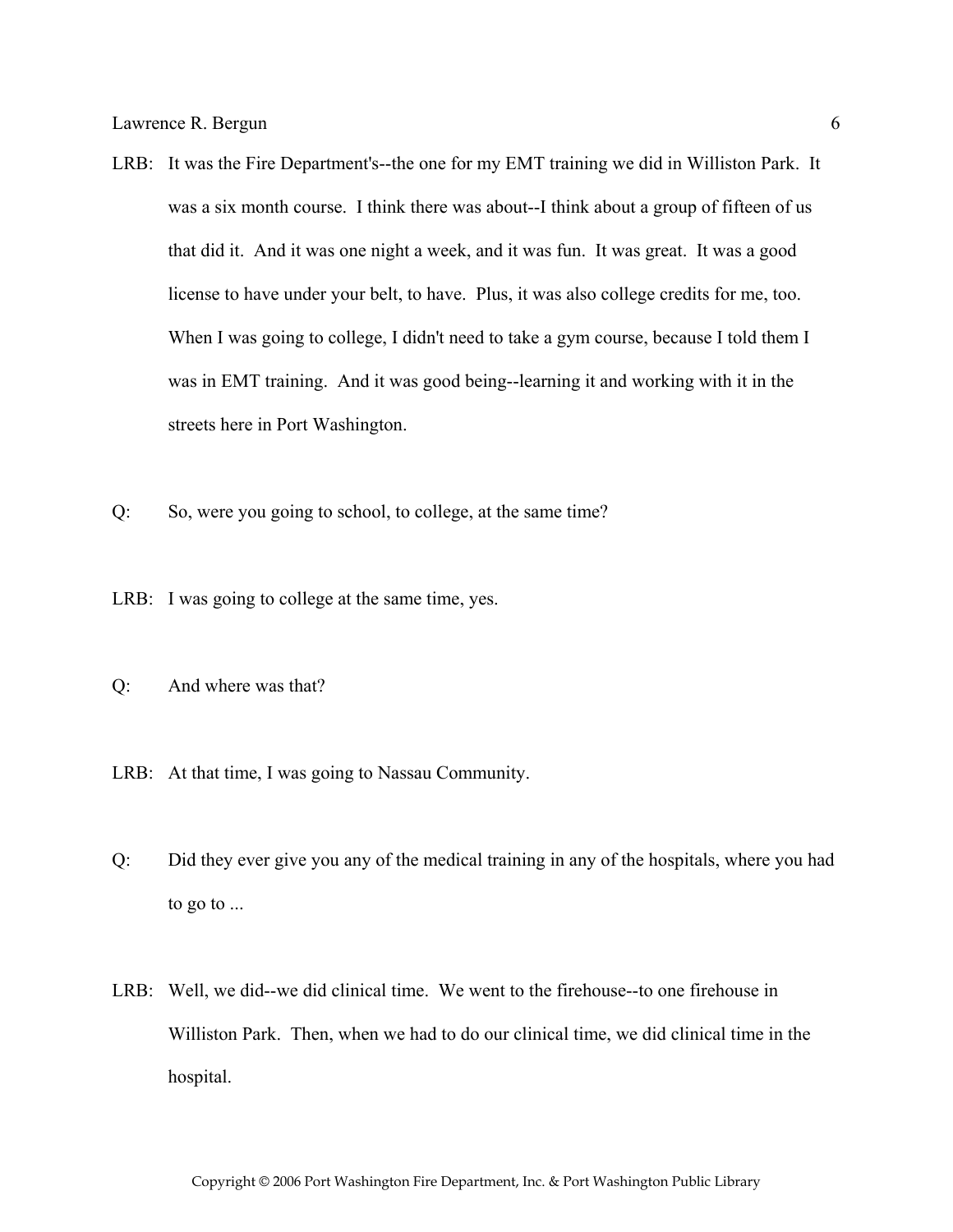LRB: It was the Fire Department's--the one for my EMT training we did in Williston Park. It was a six month course. I think there was about--I think about a group of fifteen of us that did it. And it was one night a week, and it was fun. It was great. It was a good license to have under your belt, to have. Plus, it was also college credits for me, too. When I was going to college, I didn't need to take a gym course, because I told them I was in EMT training. And it was good being--learning it and working with it in the streets here in Port Washington.

Q: So, were you going to school, to college, at the same time?

LRB: I was going to college at the same time, yes.

Q: And where was that?

LRB: At that time, I was going to Nassau Community.

Q: Did they ever give you any of the medical training in any of the hospitals, where you had to go to ...

LRB: Well, we did--we did clinical time. We went to the firehouse--to one firehouse in Williston Park. Then, when we had to do our clinical time, we did clinical time in the hospital.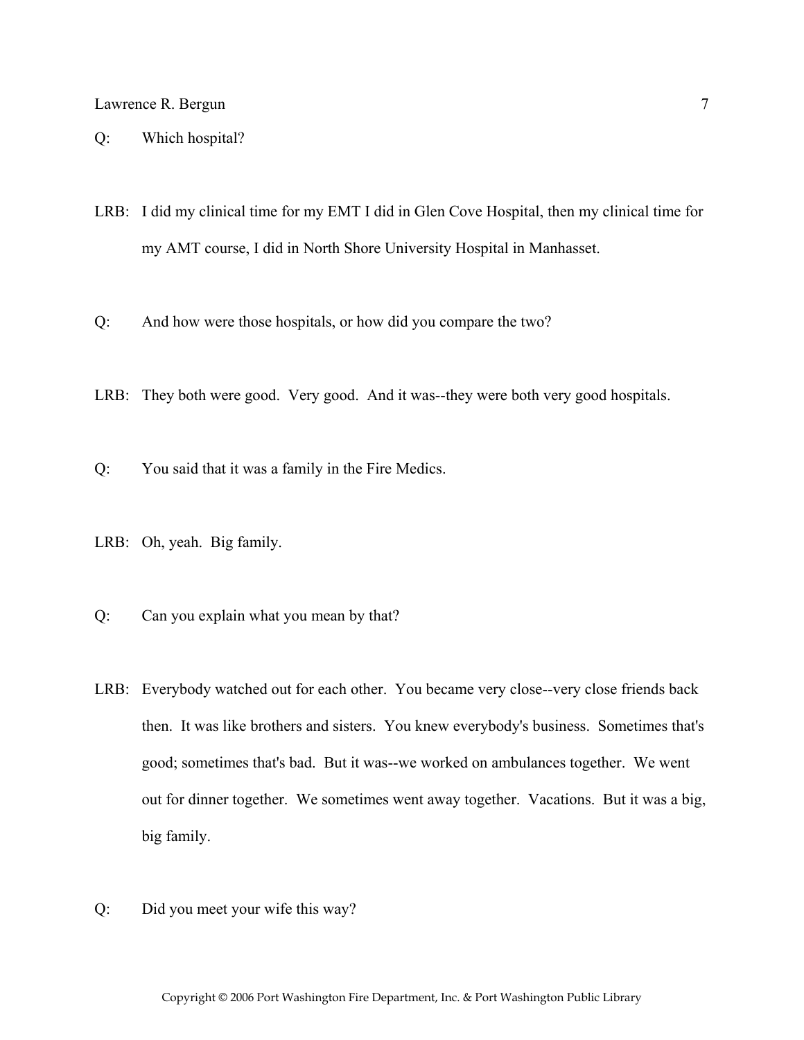Q: Which hospital?

LRB: I did my clinical time for my EMT I did in Glen Cove Hospital, then my clinical time for my AMT course, I did in North Shore University Hospital in Manhasset.

Q: And how were those hospitals, or how did you compare the two?

LRB: They both were good. Very good. And it was--they were both very good hospitals.

Q: You said that it was a family in the Fire Medics.

LRB: Oh, yeah. Big family.

Q: Can you explain what you mean by that?

LRB: Everybody watched out for each other. You became very close--very close friends back then. It was like brothers and sisters. You knew everybody's business. Sometimes that's good; sometimes that's bad. But it was--we worked on ambulances together. We went out for dinner together. We sometimes went away together. Vacations. But it was a big, big family.

Q: Did you meet your wife this way?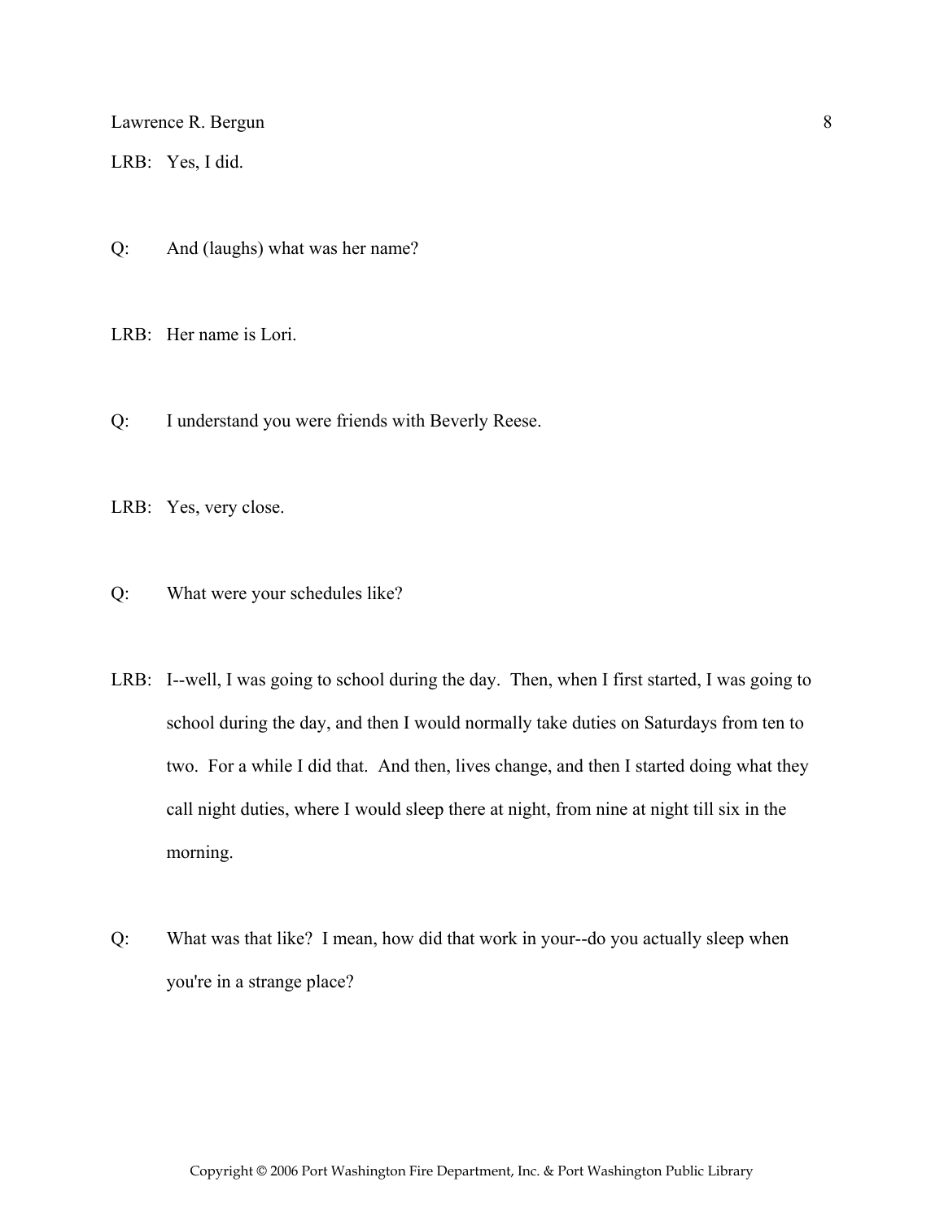LRB: Yes, I did.

Q: And (laughs) what was her name?

LRB: Her name is Lori.

Q: I understand you were friends with Beverly Reese.

LRB: Yes, very close.

Q: What were your schedules like?

LRB: I--well, I was going to school during the day. Then, when I first started, I was going to school during the day, and then I would normally take duties on Saturdays from ten to two. For a while I did that. And then, lives change, and then I started doing what they call night duties, where I would sleep there at night, from nine at night till six in the morning.

Q: What was that like? I mean, how did that work in your--do you actually sleep when you're in a strange place?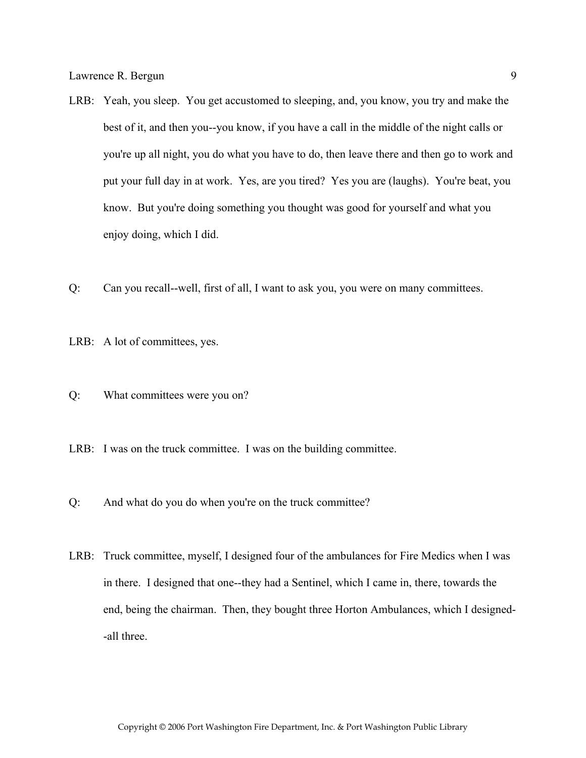LRB: Yeah, you sleep. You get accustomed to sleeping, and, you know, you try and make the best of it, and then you--you know, if you have a call in the middle of the night calls or you're up all night, you do what you have to do, then leave there and then go to work and put your full day in at work. Yes, are you tired? Yes you are (laughs). You're beat, you know. But you're doing something you thought was good for yourself and what you enjoy doing, which I did.

Q: Can you recall--well, first of all, I want to ask you, you were on many committees.

LRB: A lot of committees, yes.

Q: What committees were you on?

LRB: I was on the truck committee. I was on the building committee.

Q: And what do you do when you're on the truck committee?

LRB: Truck committee, myself, I designed four of the ambulances for Fire Medics when I was in there. I designed that one--they had a Sentinel, which I came in, there, towards the end, being the chairman. Then, they bought three Horton Ambulances, which I designed--all three.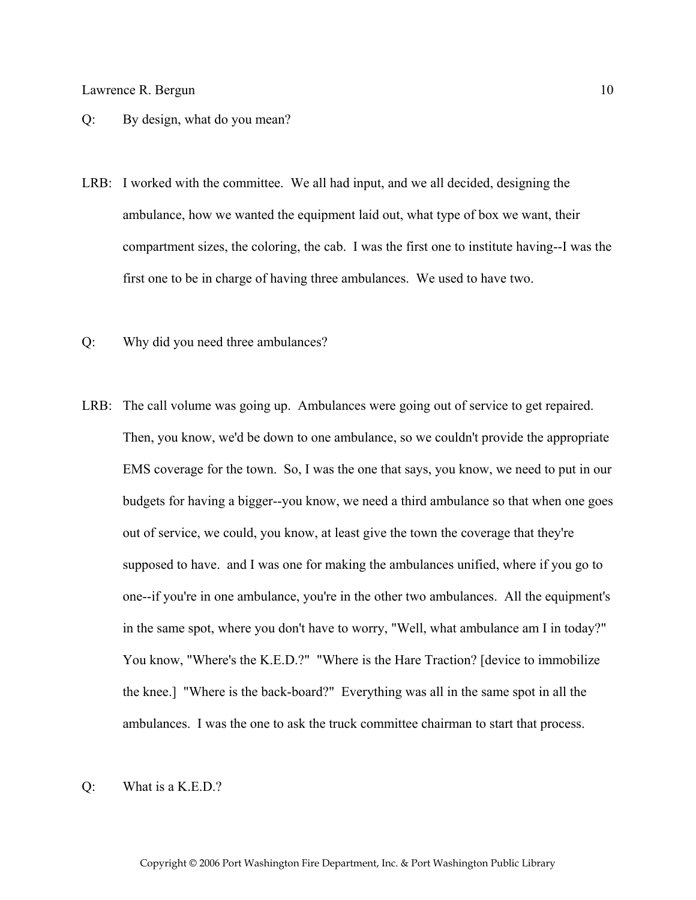Q: By design, what do you mean?

LRB: I worked with the committee. We all had input, and we all decided, designing the ambulance, how we wanted the equipment laid out, what type of box we want, their compartment sizes, the coloring, the cab. I was the first one to institute having--I was the first one to be in charge of having three ambulances. We used to have two.

Q: Why did you need three ambulances?

LRB: The call volume was going up. Ambulances were going out of service to get repaired. Then, you know, we'd be down to one ambulance, so we couldn't provide the appropriate EMS coverage for the town. So, I was the one that says, you know, we need to put in our budgets for having a bigger--you know, we need a third ambulance so that when one goes out of service, we could, you know, at least give the town the coverage that they're supposed to have. and I was one for making the ambulances unified, where if you go to one--if you're in one ambulance, you're in the other two ambulances. All the equipment's in the same spot, where you don't have to worry, "Well, what ambulance am I in today?" You know, "Where's the K.E.D.?" "Where is the Hare Traction? [device to immobilize the knee.] "Where is the back-board?" Everything was all in the same spot in all the ambulances. I was the one to ask the truck committee chairman to start that process.

Q: What is a K.E.D.?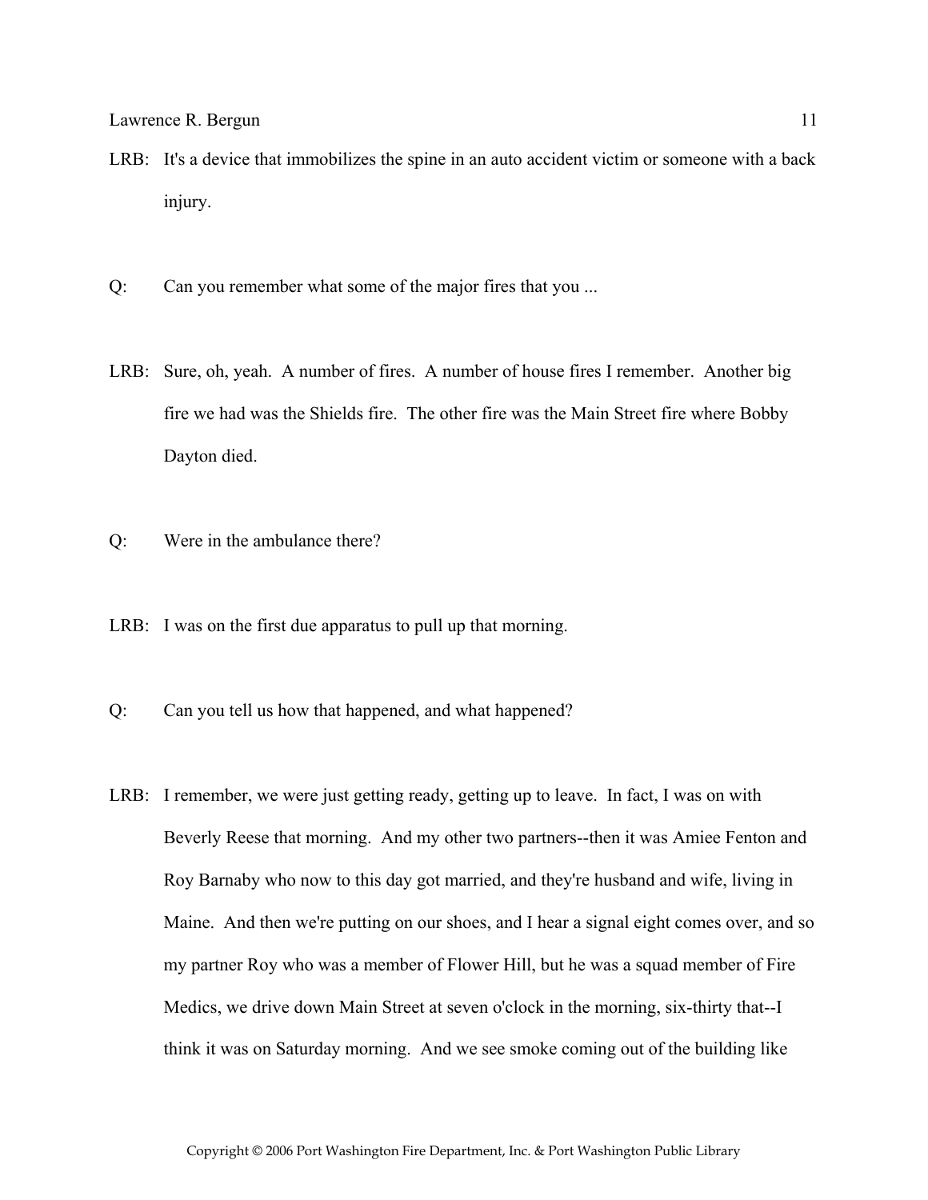LRB: It's a device that immobilizes the spine in an auto accident victim or someone with a back injury.

Q: Can you remember what some of the major fires that you ...

LRB: Sure, oh, yeah. A number of fires. A number of house fires I remember. Another big fire we had was the Shields fire. The other fire was the Main Street fire where Bobby Dayton died.

Q: Were in the ambulance there?

LRB: I was on the first due apparatus to pull up that morning.

Q: Can you tell us how that happened, and what happened?

LRB: I remember, we were just getting ready, getting up to leave. In fact, I was on with Beverly Reese that morning. And my other two partners--then it was Amiee Fenton and Roy Barnaby who now to this day got married, and they're husband and wife, living in Maine. And then we're putting on our shoes, and I hear a signal eight comes over, and so my partner Roy who was a member of Flower Hill, but he was a squad member of Fire Medics, we drive down Main Street at seven o'clock in the morning, six-thirty that--I think it was on Saturday morning. And we see smoke coming out of the building like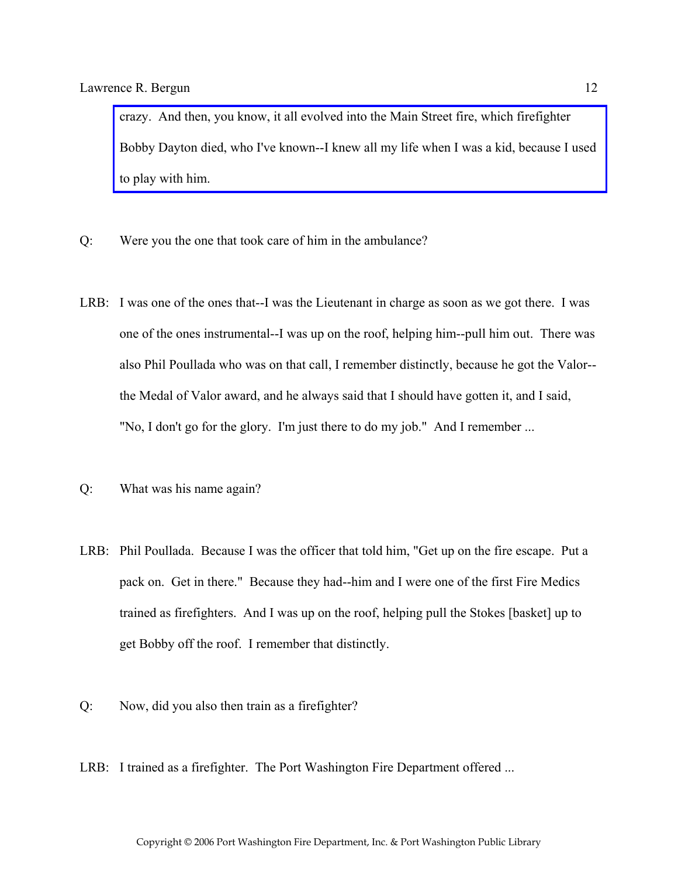crazy. And then, you know, it all evolved into the Main Street fire, which firefighter Bobby Dayton died, who I've known--I knew all my life when I was a kid, because I used to play with him.

Q: Were you the one that took care of him in the ambulance?

LRB: I was one of the ones that--I was the Lieutenant in charge as soon as we got there. I was one of the ones instrumental--I was up on the roof, helping him--pull him out. There was also Phil Poullada who was on that call, I remember distinctly, because he got the Valor--the Medal of Valor award, and he always said that I should have gotten it, and I said, "No, I don't go for the glory. I'm just there to do my job." And I remember ...

Q: What was his name again?

LRB: Phil Poullada. Because I was the officer that told him, "Get up on the fire escape. Put a pack on. Get in there." Because they had--him and I were one of the first Fire Medics trained as firefighters. And I was up on the roof, helping pull the Stokes [basket] up to get Bobby off the roof. I remember that distinctly.

Q: Now, did you also then train as a firefighter?

LRB: I trained as a firefighter. The Port Washington Fire Department offered ...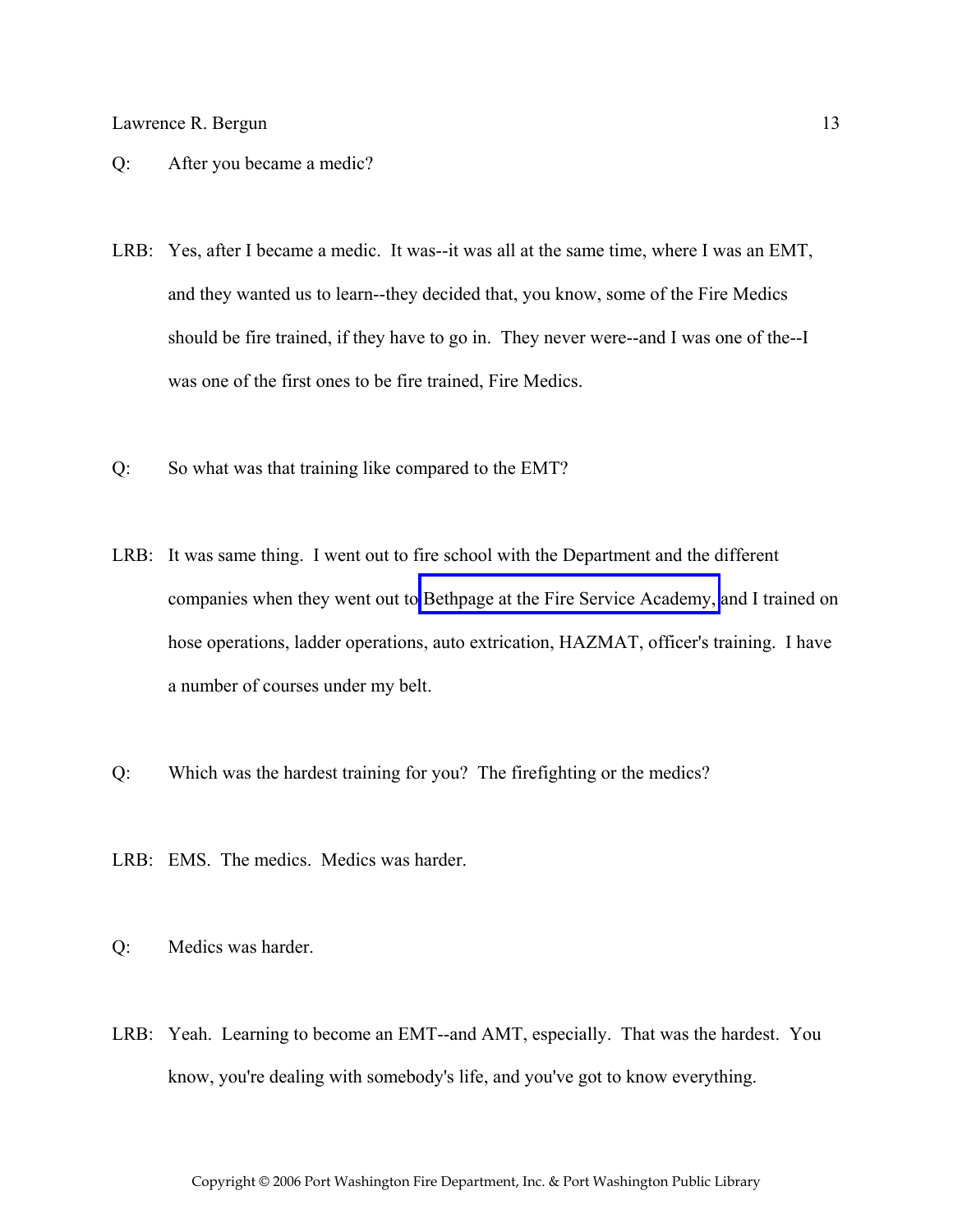Q: After you became a medic?

LRB: Yes, after I became a medic. It was--it was all at the same time, where I was an EMT, and they wanted us to learn--they decided that, you know, some of the Fire Medics should be fire trained, if they have to go in. They never were--and I was one of the--I was one of the first ones to be fire trained, Fire Medics.

Q: So what was that training like compared to the EMT?

LRB: It was same thing. I went out to fire school with the Department and the different companies when they went out to Bethpage at the Fire Service Academy, and I trained on hose operations, ladder operations, auto extrication, HAZMAT, officer's training. I have a number of courses under my belt.

Q: Which was the hardest training for you? The firefighting or the medics?

LRB: EMS. The medics. Medics was harder.

Q: Medics was harder.

LRB: Yeah. Learning to become an EMT--and AMT, especially. That was the hardest. You know, you're dealing with somebody's life, and you've got to know everything.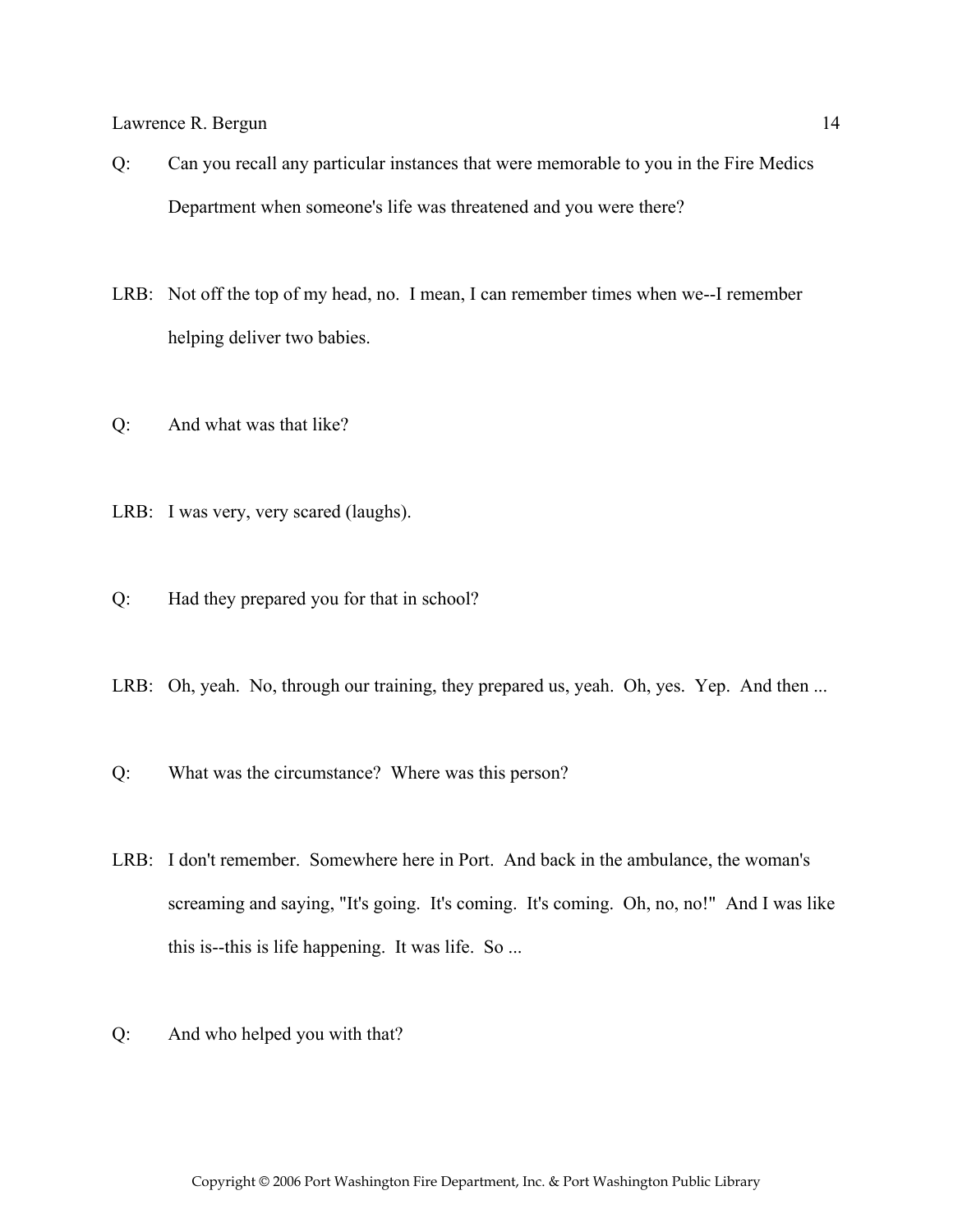Q: Can you recall any particular instances that were memorable to you in the Fire Medics Department when someone's life was threatened and you were there?

LRB: Not off the top of my head, no. I mean, I can remember times when we--I remember helping deliver two babies.

Q: And what was that like?

LRB: I was very, very scared (laughs).

Q: Had they prepared you for that in school?

LRB: Oh, yeah. No, through our training, they prepared us, yeah. Oh, yes. Yep. And then ...

Q: What was the circumstance? Where was this person?

LRB: I don't remember. Somewhere here in Port. And back in the ambulance, the woman's screaming and saying, "It's going. It's coming. It's coming. Oh, no, no!" And I was like this is--this is life happening. It was life. So ...

Q: And who helped you with that?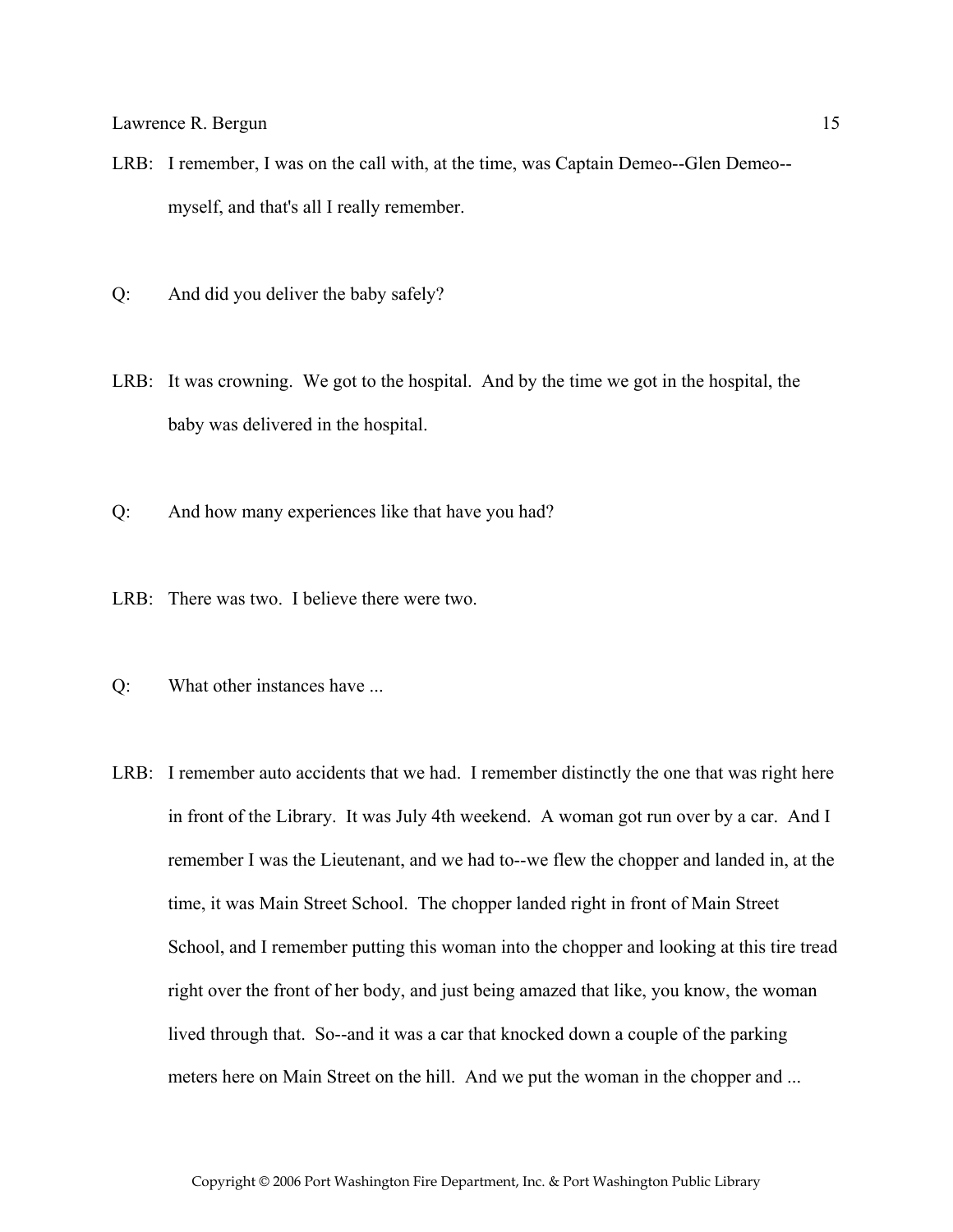LRB: I remember, I was on the call with, at the time, was Captain Demeo--Glen Demeo--myself, and that's all I really remember.

Q: And did you deliver the baby safely?

LRB: It was crowning. We got to the hospital. And by the time we got in the hospital, the baby was delivered in the hospital.

Q: And how many experiences like that have you had?

LRB: There was two. I believe there were two.

Q: What other instances have ...

LRB: I remember auto accidents that we had. I remember distinctly the one that was right here in front of the Library. It was July 4th weekend. A woman got run over by a car. And I remember I was the Lieutenant, and we had to--we flew the chopper and landed in, at the time, it was Main Street School. The chopper landed right in front of Main Street School, and I remember putting this woman into the chopper and looking at this tire tread right over the front of her body, and just being amazed that like, you know, the woman lived through that. So--and it was a car that knocked down a couple of the parking meters here on Main Street on the hill. And we put the woman in the chopper and ...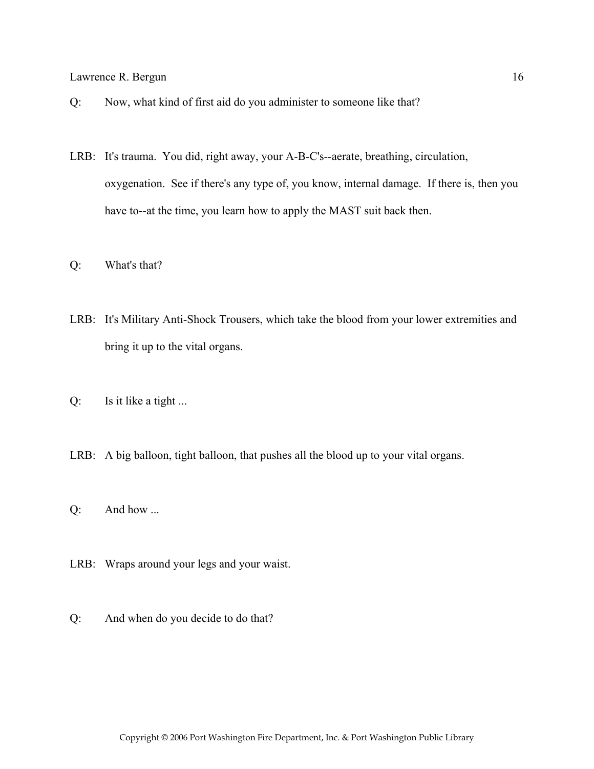Q: Now, what kind of first aid do you administer to someone like that?

LRB: It's trauma. You did, right away, your A-B-C's--aerate, breathing, circulation, oxygenation. See if there's any type of, you know, internal damage. If there is, then you have to--at the time, you learn how to apply the MAST suit back then.

Q: What's that?

LRB: It's Military Anti-Shock Trousers, which take the blood from your lower extremities and bring it up to the vital organs.

Q: Is it like a tight ...

LRB: A big balloon, tight balloon, that pushes all the blood up to your vital organs.

Q: And how ...

LRB: Wraps around your legs and your waist.

Q: And when do you decide to do that?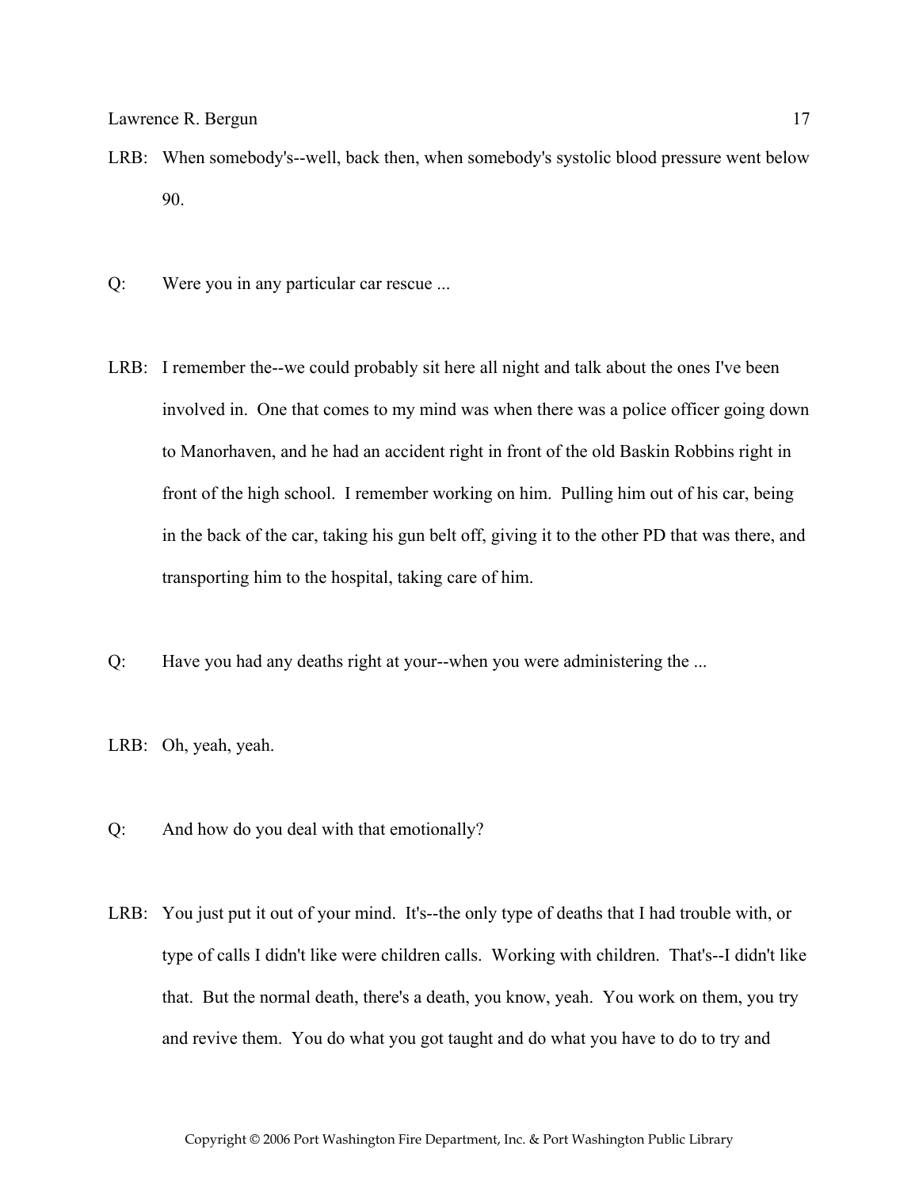LRB: When somebody's--well, back then, when somebody's systolic blood pressure went below 90.

Q: Were you in any particular car rescue ...

LRB: I remember the--we could probably sit here all night and talk about the ones I've been involved in. One that comes to my mind was when there was a police officer going down to Manorhaven, and he had an accident right in front of the old Baskin Robbins right in front of the high school. I remember working on him. Pulling him out of his car, being in the back of the car, taking his gun belt off, giving it to the other PD that was there, and transporting him to the hospital, taking care of him.

Q: Have you had any deaths right at your--when you were administering the ...

LRB: Oh, yeah, yeah.

Q: And how do you deal with that emotionally?

LRB: You just put it out of your mind. It's--the only type of deaths that I had trouble with, or type of calls I didn't like were children calls. Working with children. That's--I didn't like that. But the normal death, there's a death, you know, yeah. You work on them, you try and revive them. You do what you got taught and do what you have to do to try and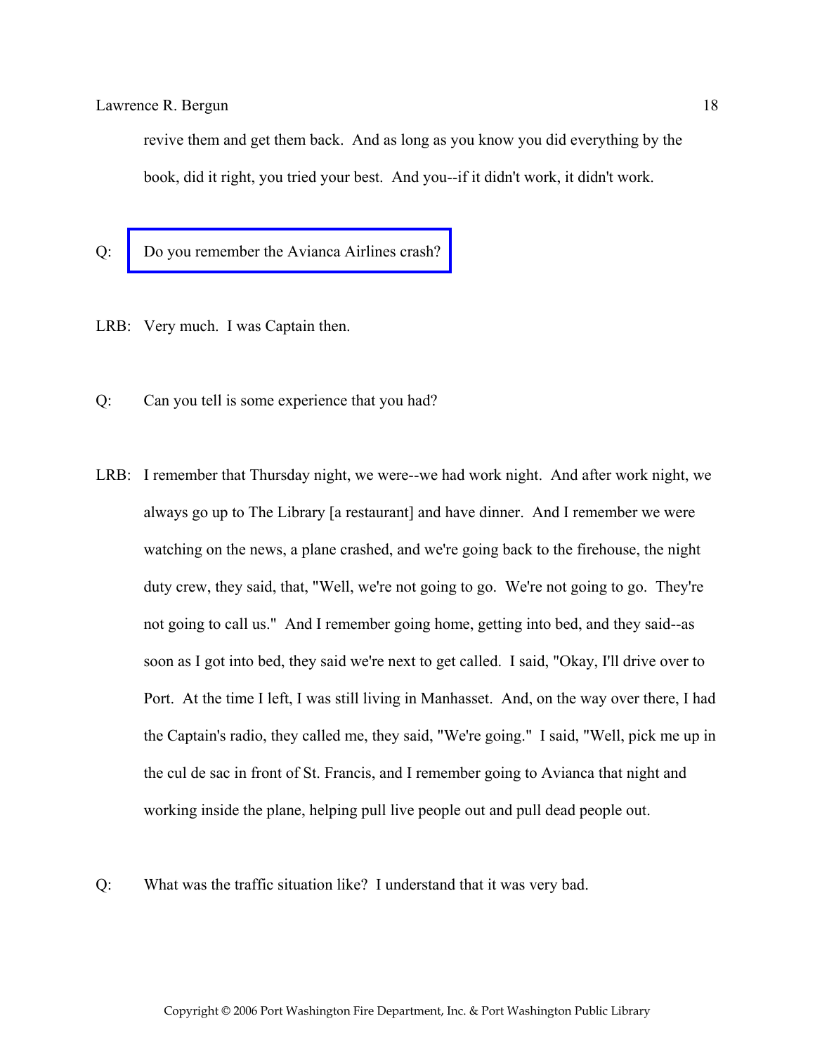revive them and get them back. And as long as you know you did everything by the book, did it right, you tried your best. And you--if it didn't work, it didn't work.

Q: Do you remember the Avianca Airlines crash?

LRB: Very much. I was Captain then.

Q: Can you tell is some experience that you had?

LRB: I remember that Thursday night, we were--we had work night. And after work night, we always go up to The Library [a restaurant] and have dinner. And I remember we were watching on the news, a plane crashed, and we're going back to the firehouse, the night duty crew, they said, that, "Well, we're not going to go. We're not going to go. They're not going to call us." And I remember going home, getting into bed, and they said--as soon as I got into bed, they said we're next to get called. I said, "Okay, I'll drive over to Port. At the time I left, I was still living in Manhasset. And, on the way over there, I had the Captain's radio, they called me, they said, "We're going." I said, "Well, pick me up in the cul de sac in front of St. Francis, and I remember going to Avianca that night and working inside the plane, helping pull live people out and pull dead people out.

Q: What was the traffic situation like? I understand that it was very bad.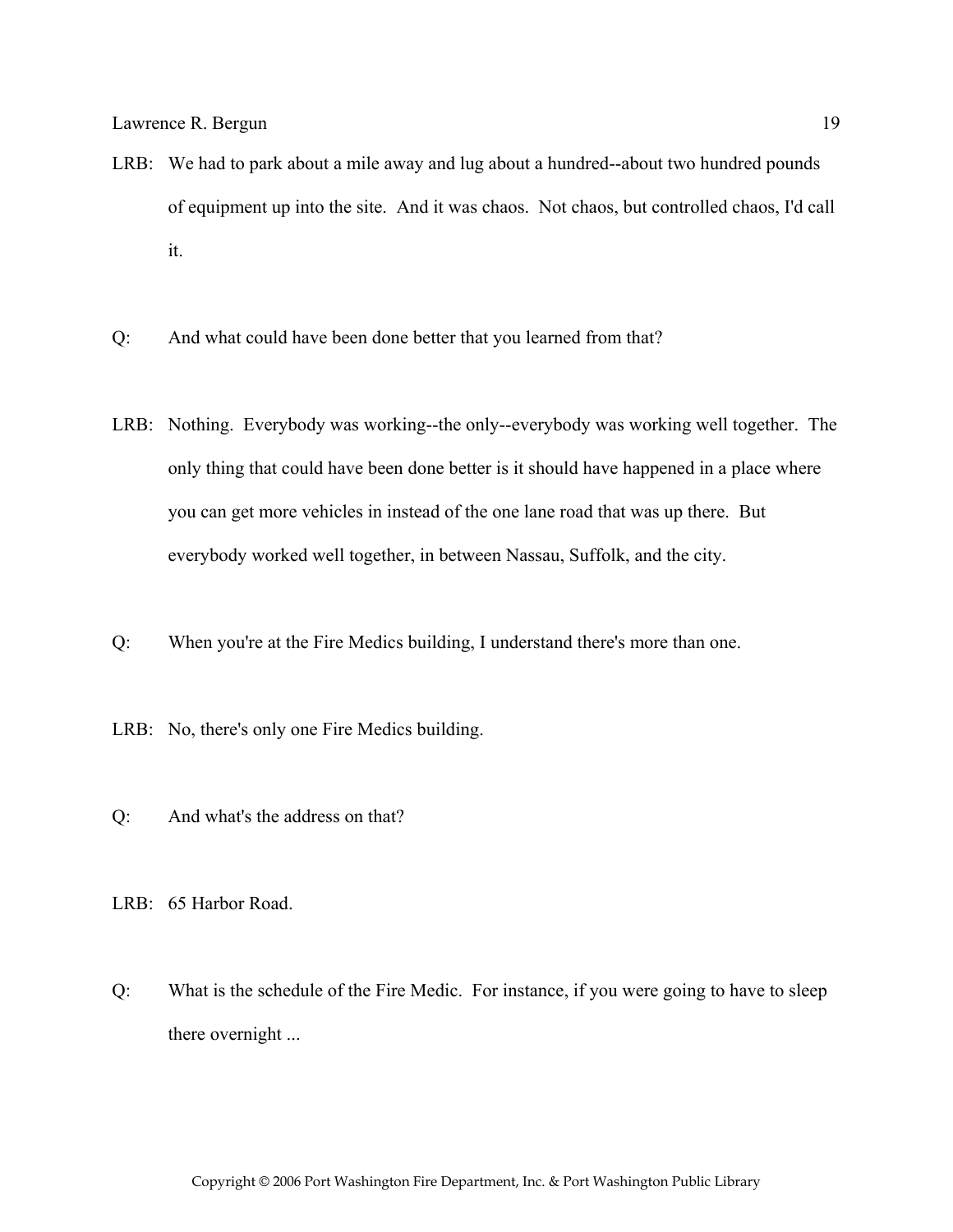LRB: We had to park about a mile away and lug about a hundred--about two hundred pounds of equipment up into the site. And it was chaos. Not chaos, but controlled chaos, I'd call it.

Q: And what could have been done better that you learned from that?

LRB: Nothing. Everybody was working--the only--everybody was working well together. The only thing that could have been done better is it should have happened in a place where you can get more vehicles in instead of the one lane road that was up there. But everybody worked well together, in between Nassau, Suffolk, and the city.

Q: When you're at the Fire Medics building, I understand there's more than one.

LRB: No, there's only one Fire Medics building.

Q: And what's the address on that?

LRB: 65 Harbor Road.

Q: What is the schedule of the Fire Medic. For instance, if you were going to have to sleep there overnight ...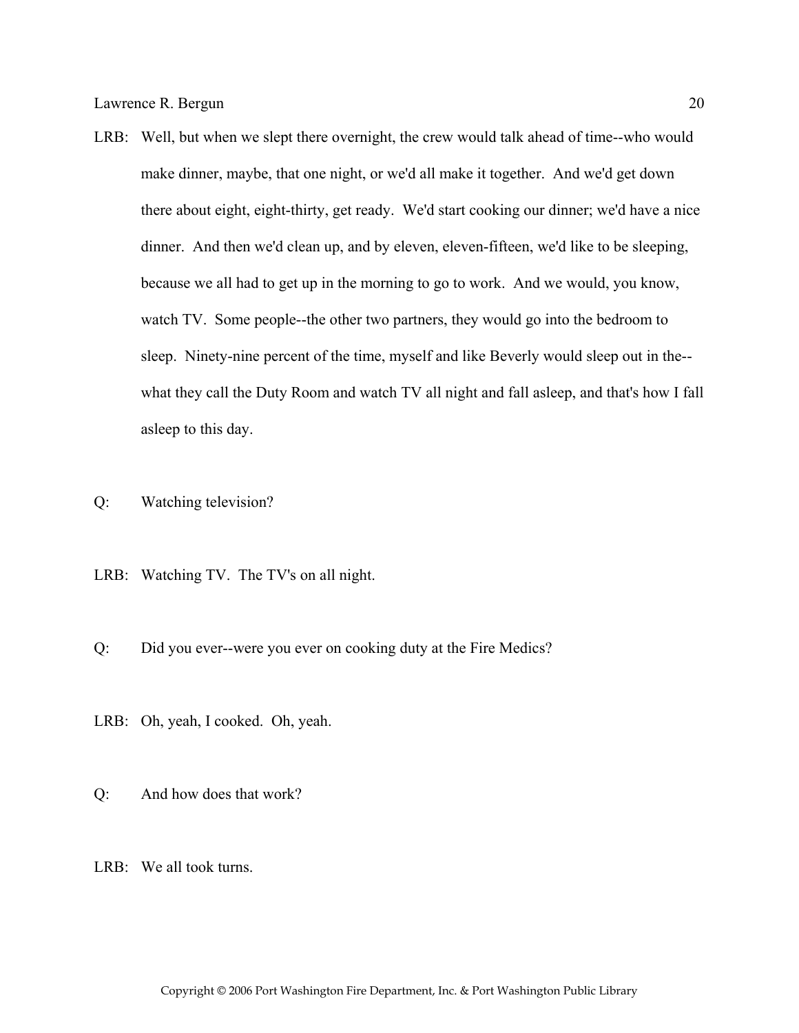LRB: Well, but when we slept there overnight, the crew would talk ahead of time--who would make dinner, maybe, that one night, or we'd all make it together. And we'd get down there about eight, eight-thirty, get ready. We'd start cooking our dinner; we'd have a nice dinner. And then we'd clean up, and by eleven, eleven-fifteen, we'd like to be sleeping, because we all had to get up in the morning to go to work. And we would, you know, watch TV. Some people--the other two partners, they would go into the bedroom to sleep. Ninety-nine percent of the time, myself and like Beverly would sleep out in the--what they call the Duty Room and watch TV all night and fall asleep, and that's how I fall asleep to this day.

Q: Watching television?

LRB: Watching TV. The TV's on all night.

Q: Did you ever--were you ever on cooking duty at the Fire Medics?

LRB: Oh, yeah, I cooked. Oh, yeah.

Q: And how does that work?

LRB: We all took turns.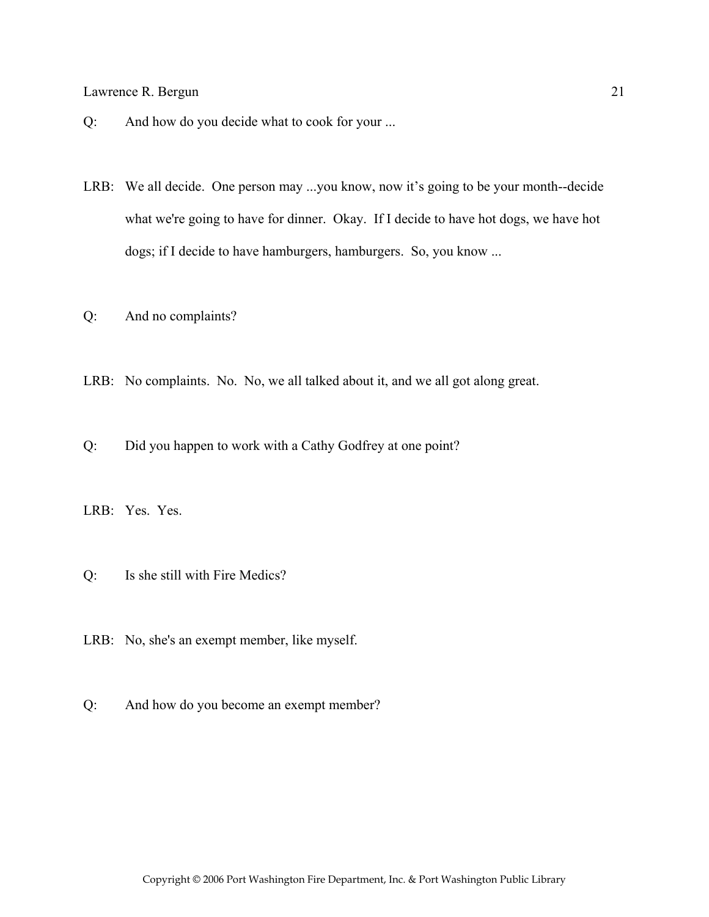Q: And how do you decide what to cook for your ...

LRB: We all decide. One person may ...you know, now it's going to be your month--decide what we're going to have for dinner. Okay. If I decide to have hot dogs, we have hot dogs; if I decide to have hamburgers, hamburgers. So, you know ...

Q: And no complaints?

LRB: No complaints. No. No, we all talked about it, and we all got along great.

Q: Did you happen to work with a Cathy Godfrey at one point?

LRB: Yes. Yes.

Q: Is she still with Fire Medics?

LRB: No, she's an exempt member, like myself.

Q: And how do you become an exempt member?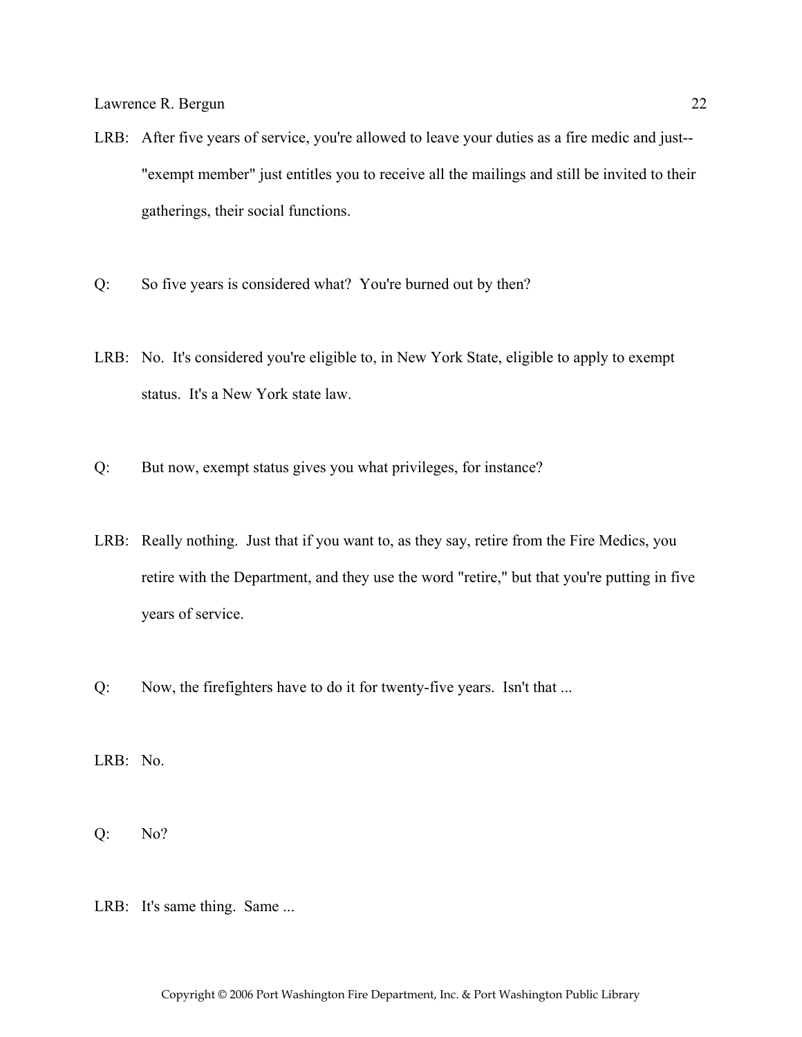LRB: After five years of service, you're allowed to leave your duties as a fire medic and just-- "exempt member" just entitles you to receive all the mailings and still be invited to their gatherings, their social functions.

Q: So five years is considered what? You're burned out by then?

LRB: No. It's considered you're eligible to, in New York State, eligible to apply to exempt status. It's a New York state law.

Q: But now, exempt status gives you what privileges, for instance?

LRB: Really nothing. Just that if you want to, as they say, retire from the Fire Medics, you retire with the Department, and they use the word "retire," but that you're putting in five years of service.

Q: Now, the firefighters have to do it for twenty-five years. Isn't that ...

LRB: No.

Q: No?

LRB: It's same thing. Same ...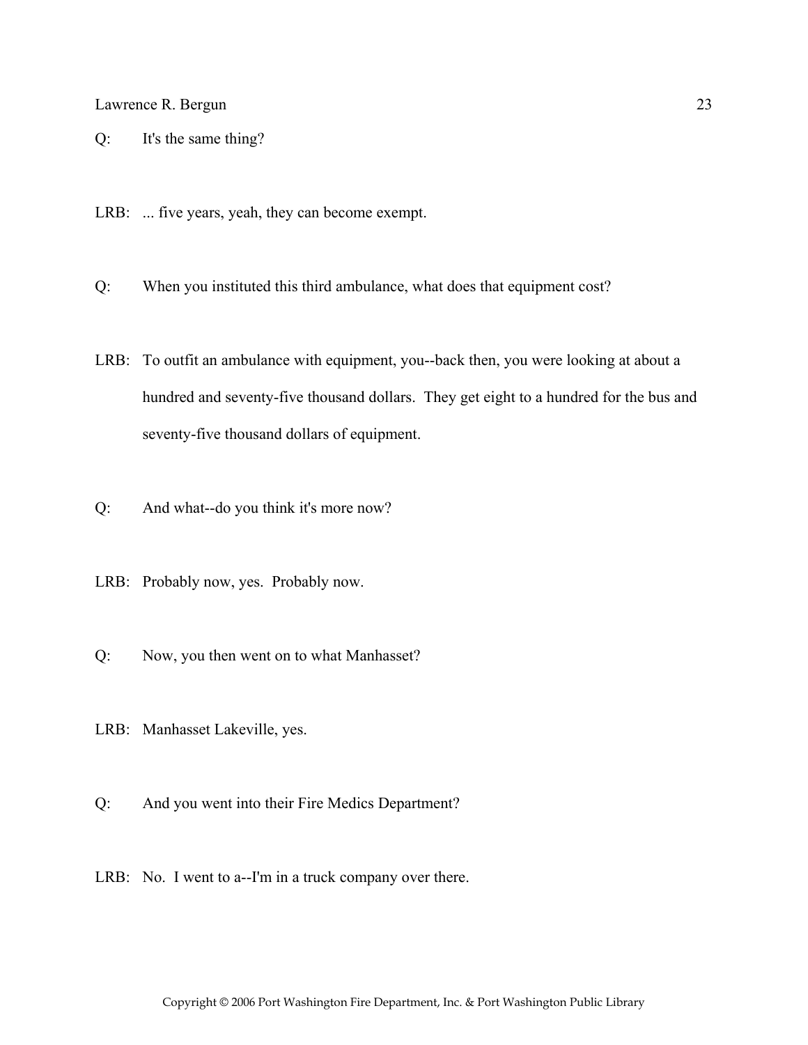Q: It's the same thing?

LRB: ... five years, yeah, they can become exempt.

Q: When you instituted this third ambulance, what does that equipment cost?

LRB: To outfit an ambulance with equipment, you--back then, you were looking at about a hundred and seventy-five thousand dollars. They get eight to a hundred for the bus and seventy-five thousand dollars of equipment.

Q: And what--do you think it's more now?

LRB: Probably now, yes. Probably now.

Q: Now, you then went on to what Manhasset?

LRB: Manhasset Lakeville, yes.

Q: And you went into their Fire Medics Department?

LRB: No. I went to a--I'm in a truck company over there.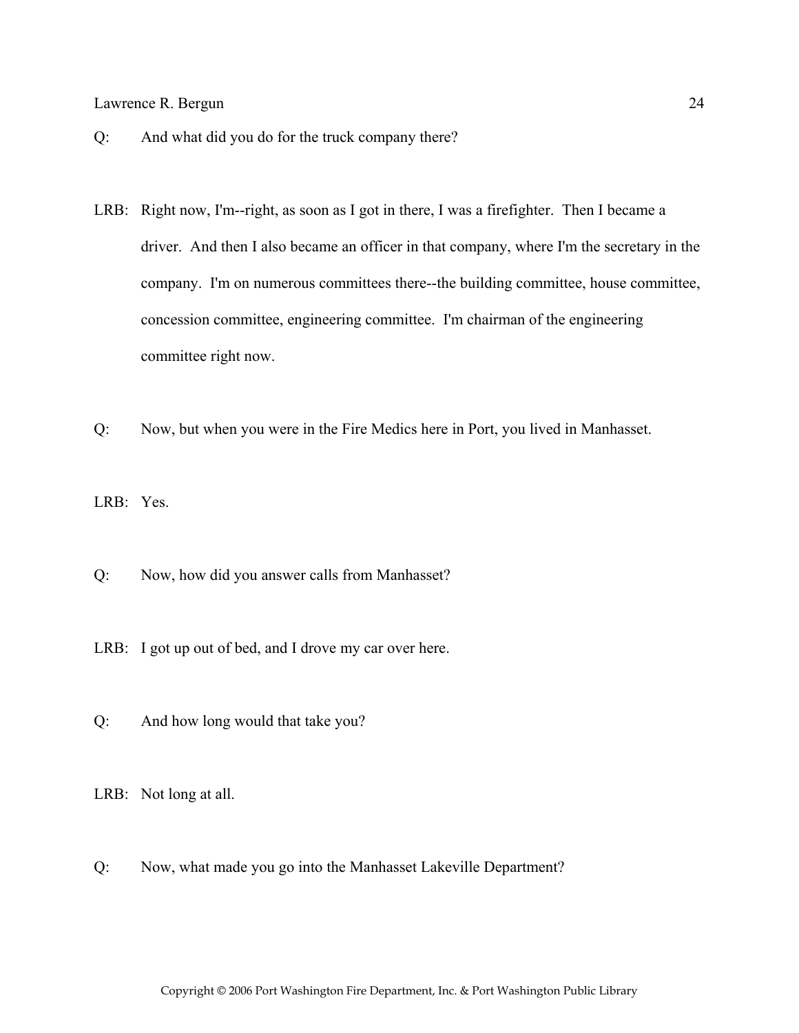Q: And what did you do for the truck company there?

LRB: Right now, I'm--right, as soon as I got in there, I was a firefighter. Then I became a driver. And then I also became an officer in that company, where I'm the secretary in the company. I'm on numerous committees there--the building committee, house committee, concession committee, engineering committee. I'm chairman of the engineering committee right now.

Q: Now, but when you were in the Fire Medics here in Port, you lived in Manhasset.

LRB: Yes.

Q: Now, how did you answer calls from Manhasset?

LRB: I got up out of bed, and I drove my car over here.

Q: And how long would that take you?

LRB: Not long at all.

Q: Now, what made you go into the Manhasset Lakeville Department?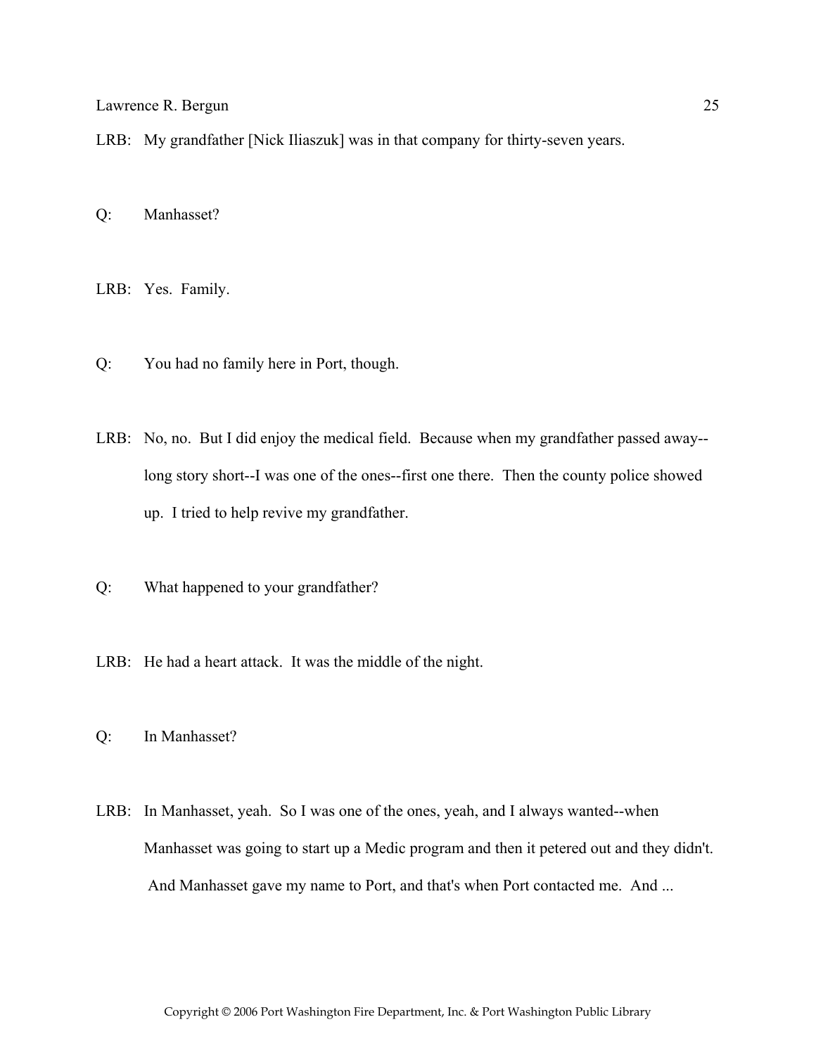LRB: My grandfather [Nick Iliaszuk] was in that company for thirty-seven years.

Q: Manhasset?

LRB: Yes. Family.

Q: You had no family here in Port, though.

LRB: No, no. But I did enjoy the medical field. Because when my grandfather passed away--long story short--I was one of the ones--first one there. Then the county police showed up. I tried to help revive my grandfather.

Q: What happened to your grandfather?

LRB: He had a heart attack. It was the middle of the night.

Q: In Manhasset?

LRB: In Manhasset, yeah. So I was one of the ones, yeah, and I always wanted--when Manhasset was going to start up a Medic program and then it petered out and they didn't. And Manhasset gave my name to Port, and that's when Port contacted me. And ...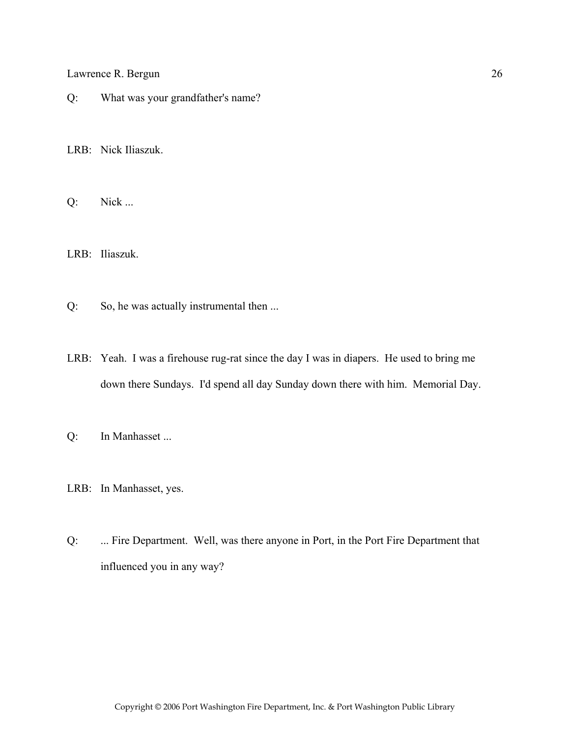Q: What was your grandfather's name?

LRB: Nick Iliaszuk.

Q: Nick ...

LRB: Iliaszuk.

Q: So, he was actually instrumental then ...

LRB: Yeah. I was a firehouse rug-rat since the day I was in diapers. He used to bring me down there Sundays. I'd spend all day Sunday down there with him. Memorial Day.

Q: In Manhasset ...

LRB: In Manhasset, yes.

Q: ... Fire Department. Well, was there anyone in Port, in the Port Fire Department that influenced you in any way?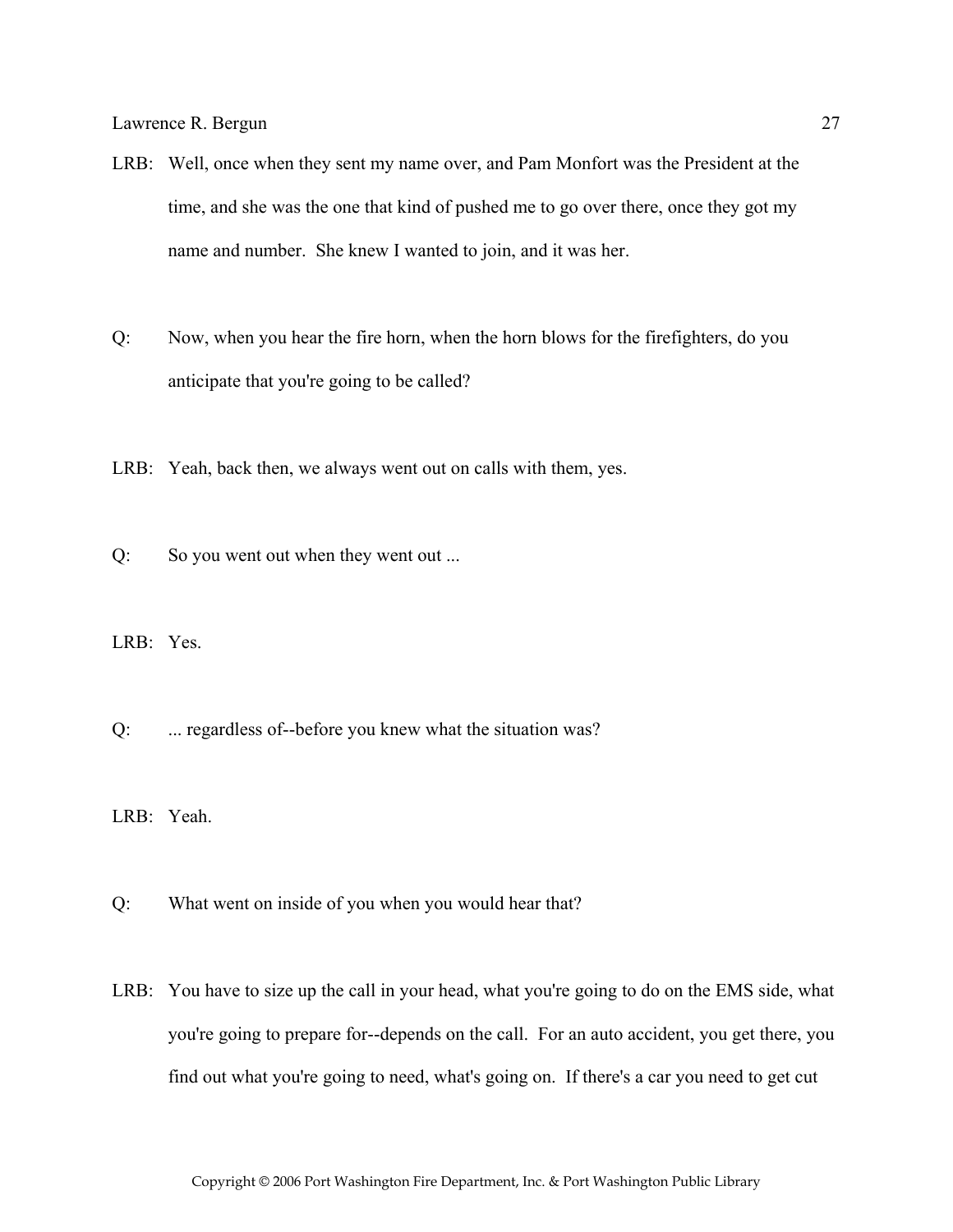LRB: Well, once when they sent my name over, and Pam Monfort was the President at the time, and she was the one that kind of pushed me to go over there, once they got my name and number. She knew I wanted to join, and it was her.

Q: Now, when you hear the fire horn, when the horn blows for the firefighters, do you anticipate that you're going to be called?

LRB: Yeah, back then, we always went out on calls with them, yes.

Q: So you went out when they went out ...

LRB: Yes.

Q: ... regardless of--before you knew what the situation was?

LRB: Yeah.

Q: What went on inside of you when you would hear that?

LRB: You have to size up the call in your head, what you're going to do on the EMS side, what you're going to prepare for--depends on the call. For an auto accident, you get there, you find out what you're going to need, what's going on. If there's a car you need to get cut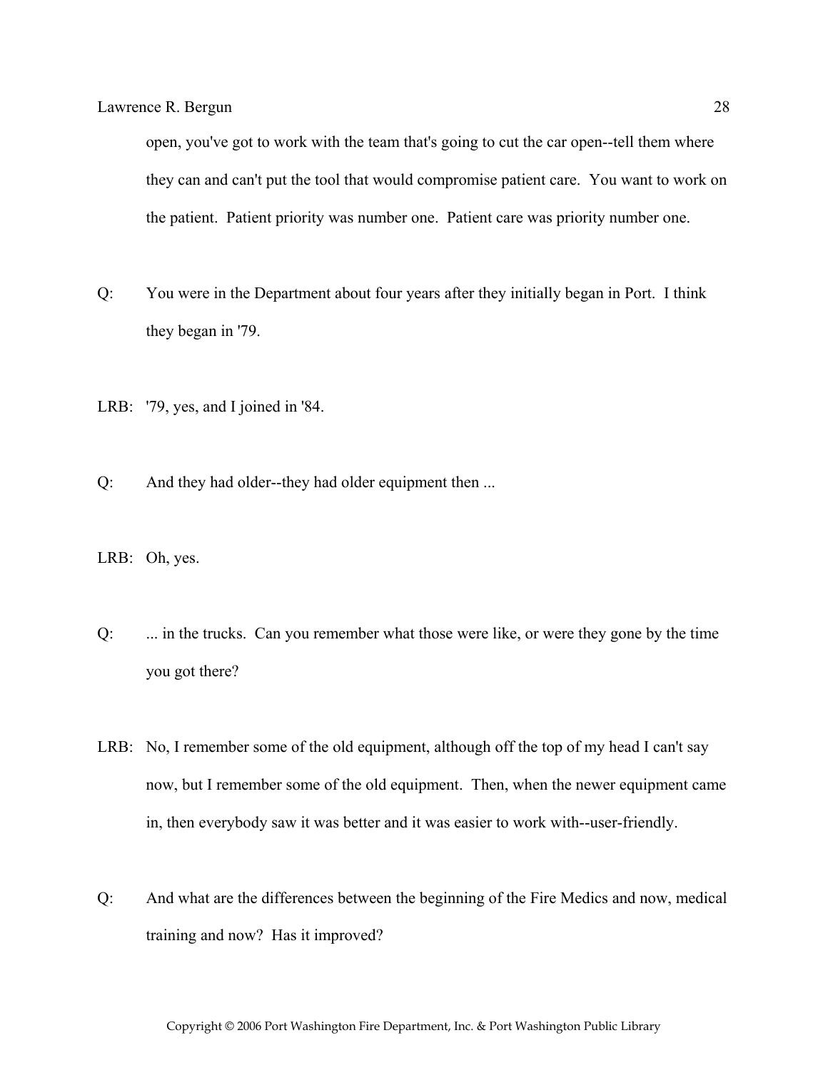open, you've got to work with the team that's going to cut the car open--tell them where they can and can't put the tool that would compromise patient care. You want to work on the patient. Patient priority was number one. Patient care was priority number one.

Q: You were in the Department about four years after they initially began in Port. I think they began in '79.

LRB: '79, yes, and I joined in '84.

Q: And they had older--they had older equipment then ...

LRB: Oh, yes.

Q: ... in the trucks. Can you remember what those were like, or were they gone by the time you got there?

LRB: No, I remember some of the old equipment, although off the top of my head I can't say now, but I remember some of the old equipment. Then, when the newer equipment came in, then everybody saw it was better and it was easier to work with--user-friendly.

Q: And what are the differences between the beginning of the Fire Medics and now, medical training and now? Has it improved?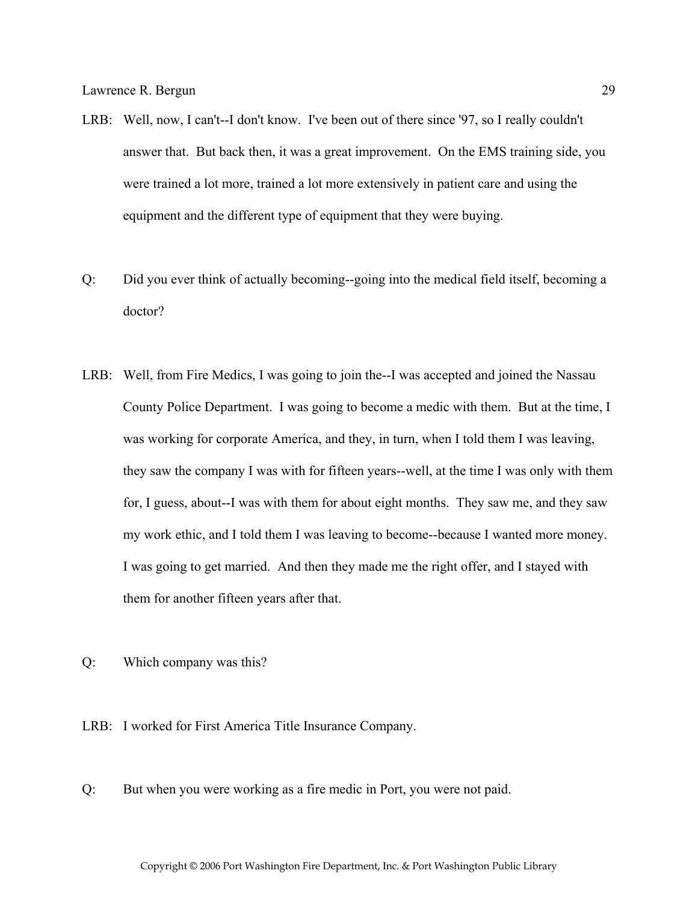LRB: Well, now, I can't--I don't know. I've been out of there since '97, so I really couldn't answer that. But back then, it was a great improvement. On the EMS training side, you were trained a lot more, trained a lot more extensively in patient care and using the equipment and the different type of equipment that they were buying.

Q: Did you ever think of actually becoming--going into the medical field itself, becoming a doctor?

LRB: Well, from Fire Medics, I was going to join the--I was accepted and joined the Nassau County Police Department. I was going to become a medic with them. But at the time, I was working for corporate America, and they, in turn, when I told them I was leaving, they saw the company I was with for fifteen years--well, at the time I was only with them for, I guess, about--I was with them for about eight months. They saw me, and they saw my work ethic, and I told them I was leaving to become--because I wanted more money. I was going to get married. And then they made me the right offer, and I stayed with them for another fifteen years after that.

Q: Which company was this?

LRB: I worked for First America Title Insurance Company.

Q: But when you were working as a fire medic in Port, you were not paid.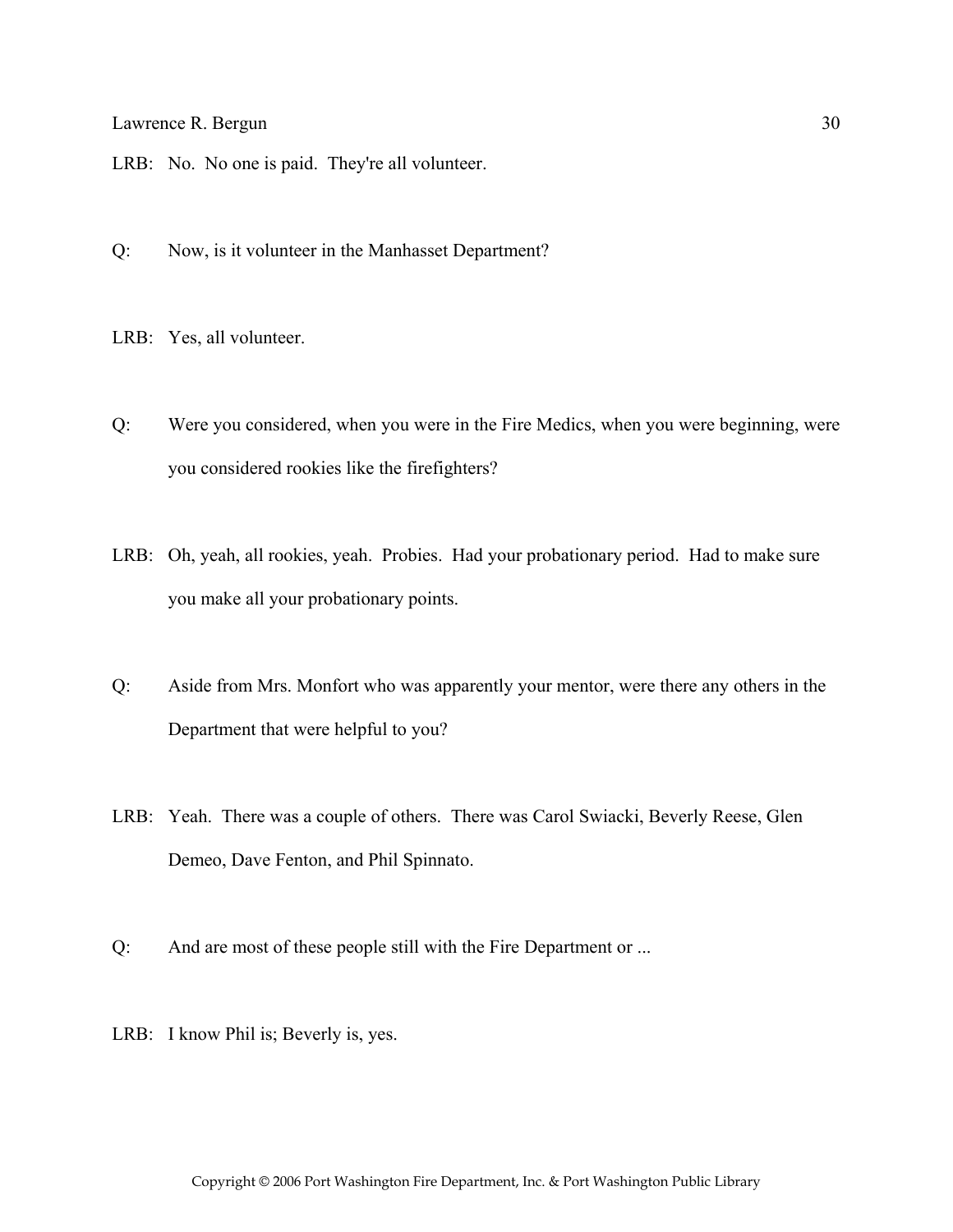LRB: No. No one is paid. They're all volunteer.

Q: Now, is it volunteer in the Manhasset Department?

LRB: Yes, all volunteer.

Q: Were you considered, when you were in the Fire Medics, when you were beginning, were you considered rookies like the firefighters?

LRB: Oh, yeah, all rookies, yeah. Probies. Had your probationary period. Had to make sure you make all your probationary points.

Q: Aside from Mrs. Monfort who was apparently your mentor, were there any others in the Department that were helpful to you?

LRB: Yeah. There was a couple of others. There was Carol Swiacki, Beverly Reese, Glen Demeo, Dave Fenton, and Phil Spinnato.

Q: And are most of these people still with the Fire Department or ...

LRB: I know Phil is; Beverly is, yes.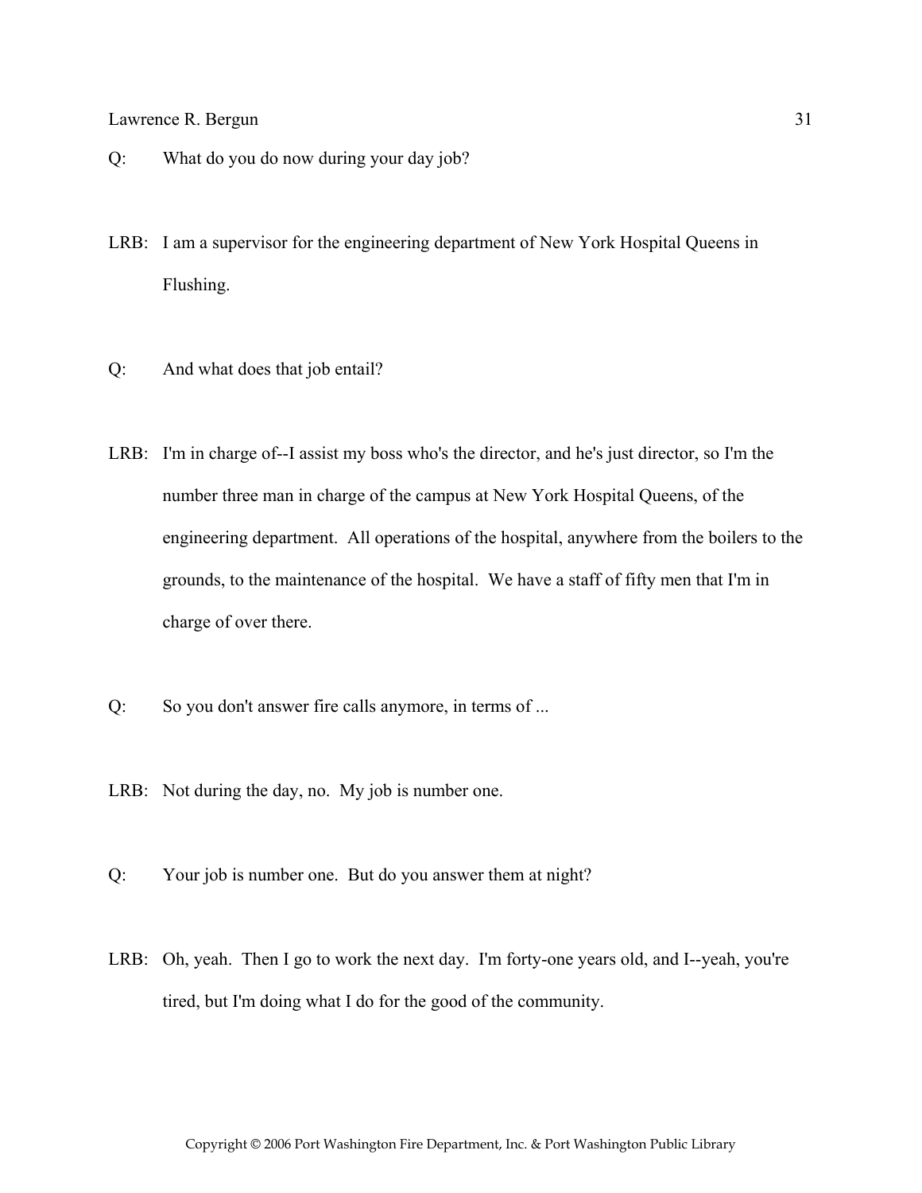Q: What do you do now during your day job?

LRB: I am a supervisor for the engineering department of New York Hospital Queens in Flushing.

Q: And what does that job entail?

LRB: I'm in charge of--I assist my boss who's the director, and he's just director, so I'm the number three man in charge of the campus at New York Hospital Queens, of the engineering department. All operations of the hospital, anywhere from the boilers to the grounds, to the maintenance of the hospital. We have a staff of fifty men that I'm in charge of over there.

Q: So you don't answer fire calls anymore, in terms of ...

LRB: Not during the day, no. My job is number one.

Q: Your job is number one. But do you answer them at night?

LRB: Oh, yeah. Then I go to work the next day. I'm forty-one years old, and I--yeah, you're tired, but I'm doing what I do for the good of the community.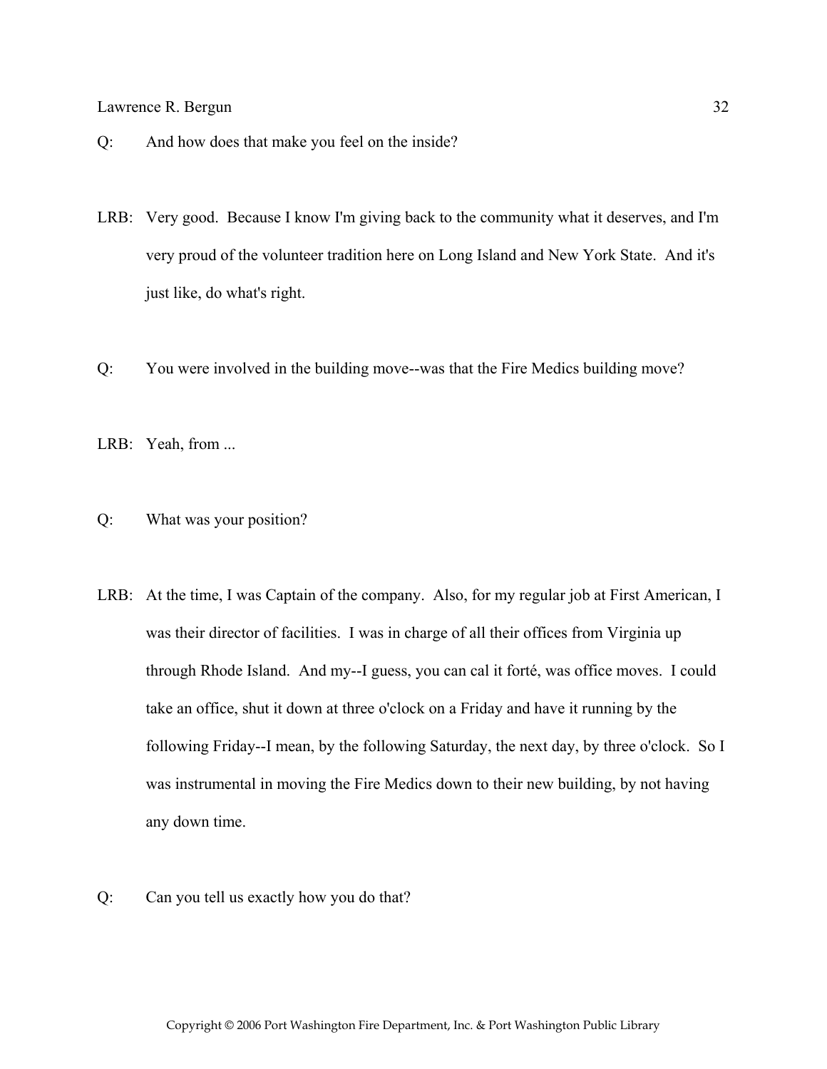Q: And how does that make you feel on the inside?

LRB: Very good. Because I know I'm giving back to the community what it deserves, and I'm very proud of the volunteer tradition here on Long Island and New York State. And it's just like, do what's right.

Q: You were involved in the building move--was that the Fire Medics building move?

LRB: Yeah, from ...

Q: What was your position?

LRB: At the time, I was Captain of the company. Also, for my regular job at First American, I was their director of facilities. I was in charge of all their offices from Virginia up through Rhode Island. And my--I guess, you can cal it forté, was office moves. I could take an office, shut it down at three o'clock on a Friday and have it running by the following Friday--I mean, by the following Saturday, the next day, by three o'clock. So I was instrumental in moving the Fire Medics down to their new building, by not having any down time.

Q: Can you tell us exactly how you do that?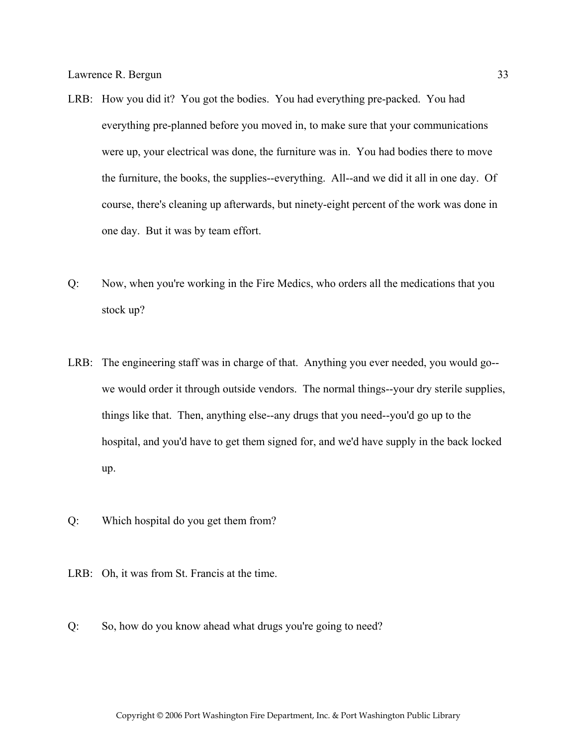LRB: How you did it? You got the bodies. You had everything pre-packed. You had everything pre-planned before you moved in, to make sure that your communications were up, your electrical was done, the furniture was in. You had bodies there to move the furniture, the books, the supplies--everything. All--and we did it all in one day. Of course, there's cleaning up afterwards, but ninety-eight percent of the work was done in one day. But it was by team effort.

Q: Now, when you're working in the Fire Medics, who orders all the medications that you stock up?

LRB: The engineering staff was in charge of that. Anything you ever needed, you would go--we would order it through outside vendors. The normal things--your dry sterile supplies, things like that. Then, anything else--any drugs that you need--you'd go up to the hospital, and you'd have to get them signed for, and we'd have supply in the back locked up.

Q: Which hospital do you get them from?

LRB: Oh, it was from St. Francis at the time.

Q: So, how do you know ahead what drugs you're going to need?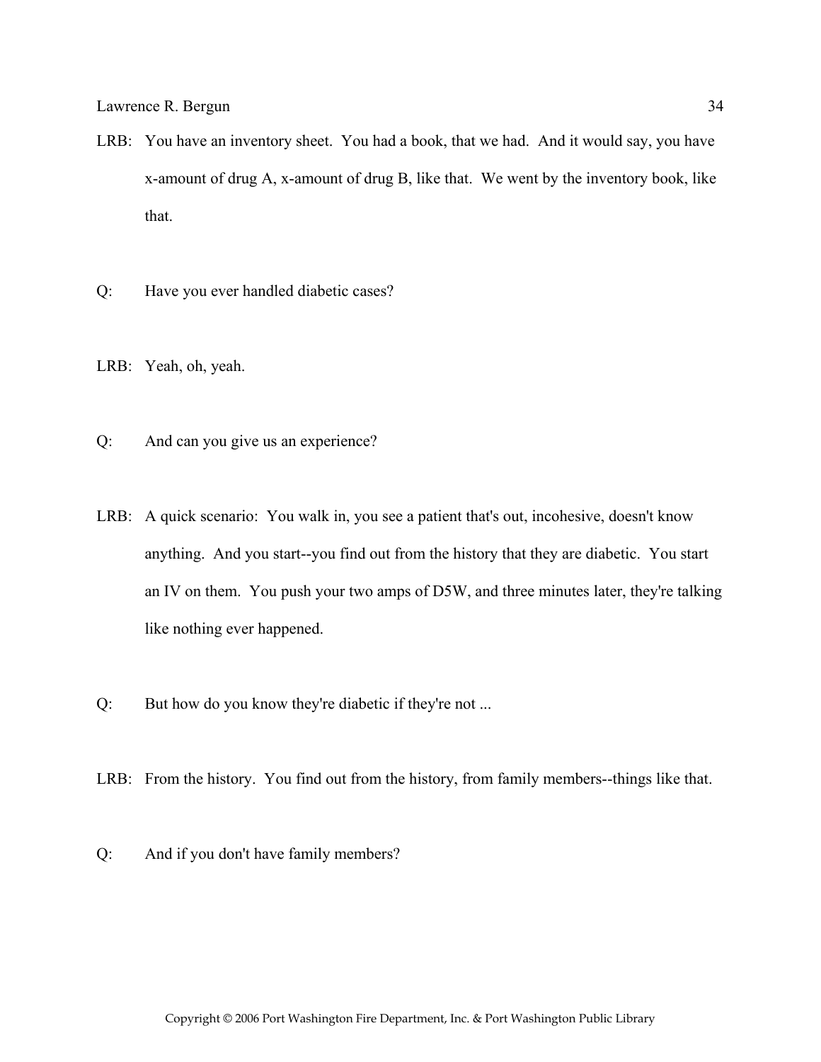LRB: You have an inventory sheet. You had a book, that we had. And it would say, you have x-amount of drug A, x-amount of drug B, like that. We went by the inventory book, like that.

Q: Have you ever handled diabetic cases?

LRB: Yeah, oh, yeah.

Q: And can you give us an experience?

LRB: A quick scenario: You walk in, you see a patient that's out, incohesive, doesn't know anything. And you start--you find out from the history that they are diabetic. You start an IV on them. You push your two amps of D5W, and three minutes later, they're talking like nothing ever happened.

Q: But how do you know they're diabetic if they're not ...

LRB: From the history. You find out from the history, from family members--things like that.

Q: And if you don't have family members?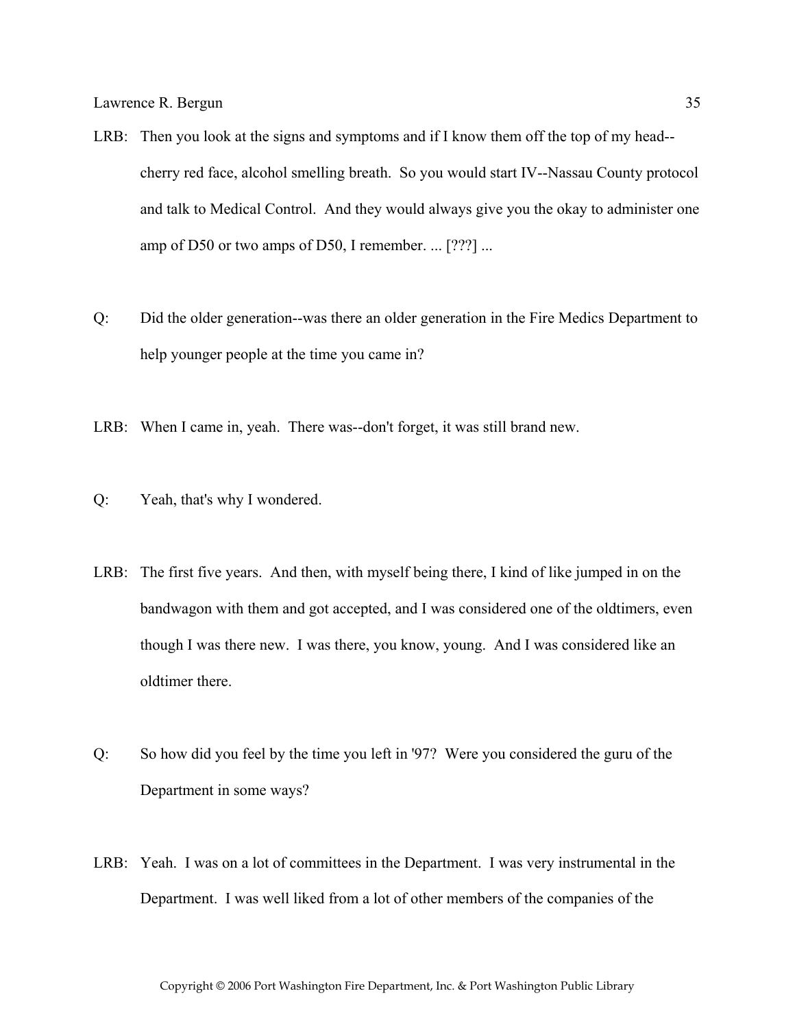LRB: Then you look at the signs and symptoms and if I know them off the top of my head--cherry red face, alcohol smelling breath. So you would start IV--Nassau County protocol and talk to Medical Control. And they would always give you the okay to administer one amp of D50 or two amps of D50, I remember. ... [???] ...

Q: Did the older generation--was there an older generation in the Fire Medics Department to help younger people at the time you came in?

LRB: When I came in, yeah. There was--don't forget, it was still brand new.

Q: Yeah, that's why I wondered.

LRB: The first five years. And then, with myself being there, I kind of like jumped in on the bandwagon with them and got accepted, and I was considered one of the oldtimers, even though I was there new. I was there, you know, young. And I was considered like an oldtimer there.

Q: So how did you feel by the time you left in '97? Were you considered the guru of the Department in some ways?

LRB: Yeah. I was on a lot of committees in the Department. I was very instrumental in the Department. I was well liked from a lot of other members of the companies of the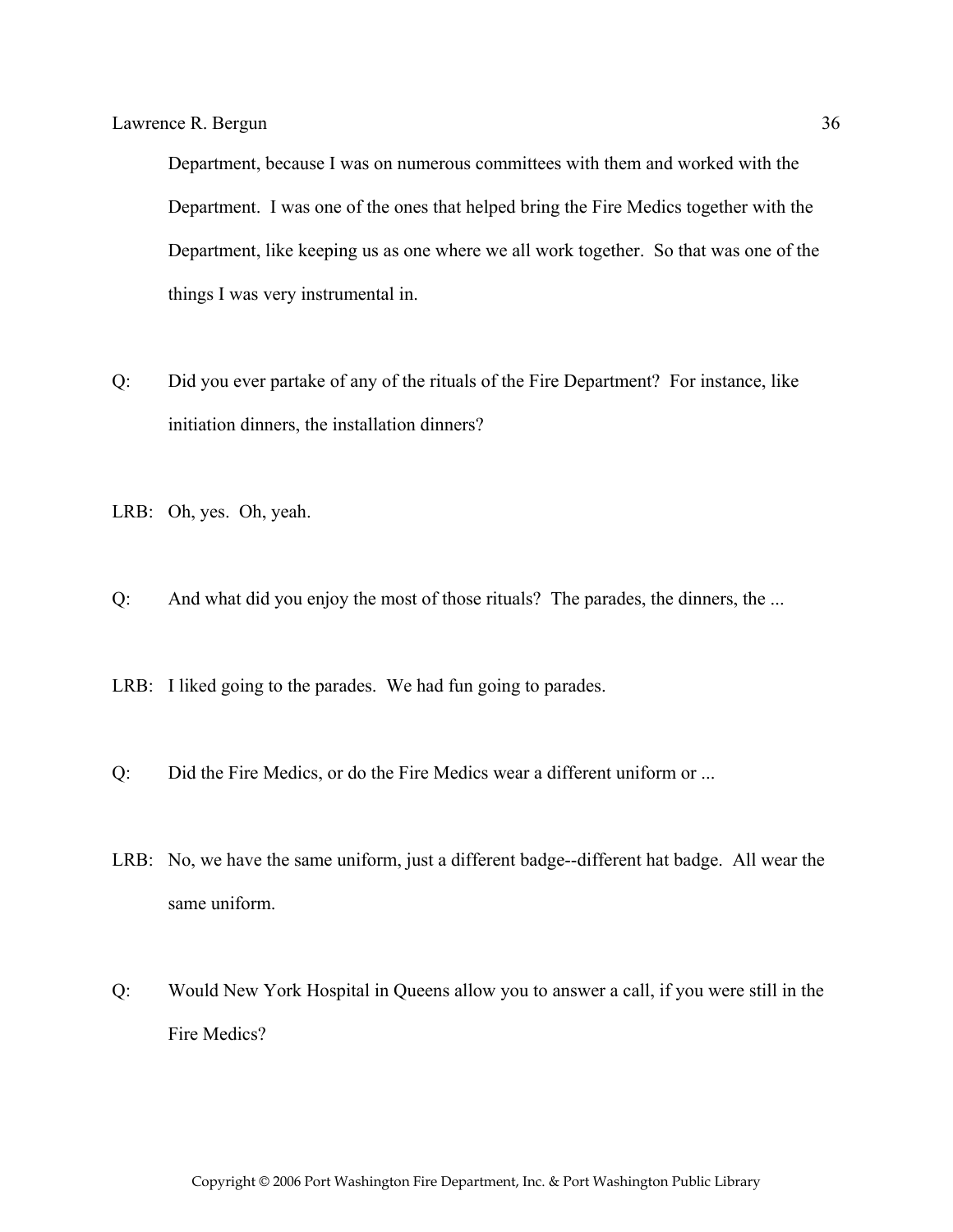Department, because I was on numerous committees with them and worked with the Department. I was one of the ones that helped bring the Fire Medics together with the Department, like keeping us as one where we all work together. So that was one of the things I was very instrumental in.

Q: Did you ever partake of any of the rituals of the Fire Department? For instance, like initiation dinners, the installation dinners?

LRB: Oh, yes. Oh, yeah.

Q: And what did you enjoy the most of those rituals? The parades, the dinners, the ...

LRB: I liked going to the parades. We had fun going to parades.

Q: Did the Fire Medics, or do the Fire Medics wear a different uniform or ...

LRB: No, we have the same uniform, just a different badge--different hat badge. All wear the same uniform.

Q: Would New York Hospital in Queens allow you to answer a call, if you were still in the Fire Medics?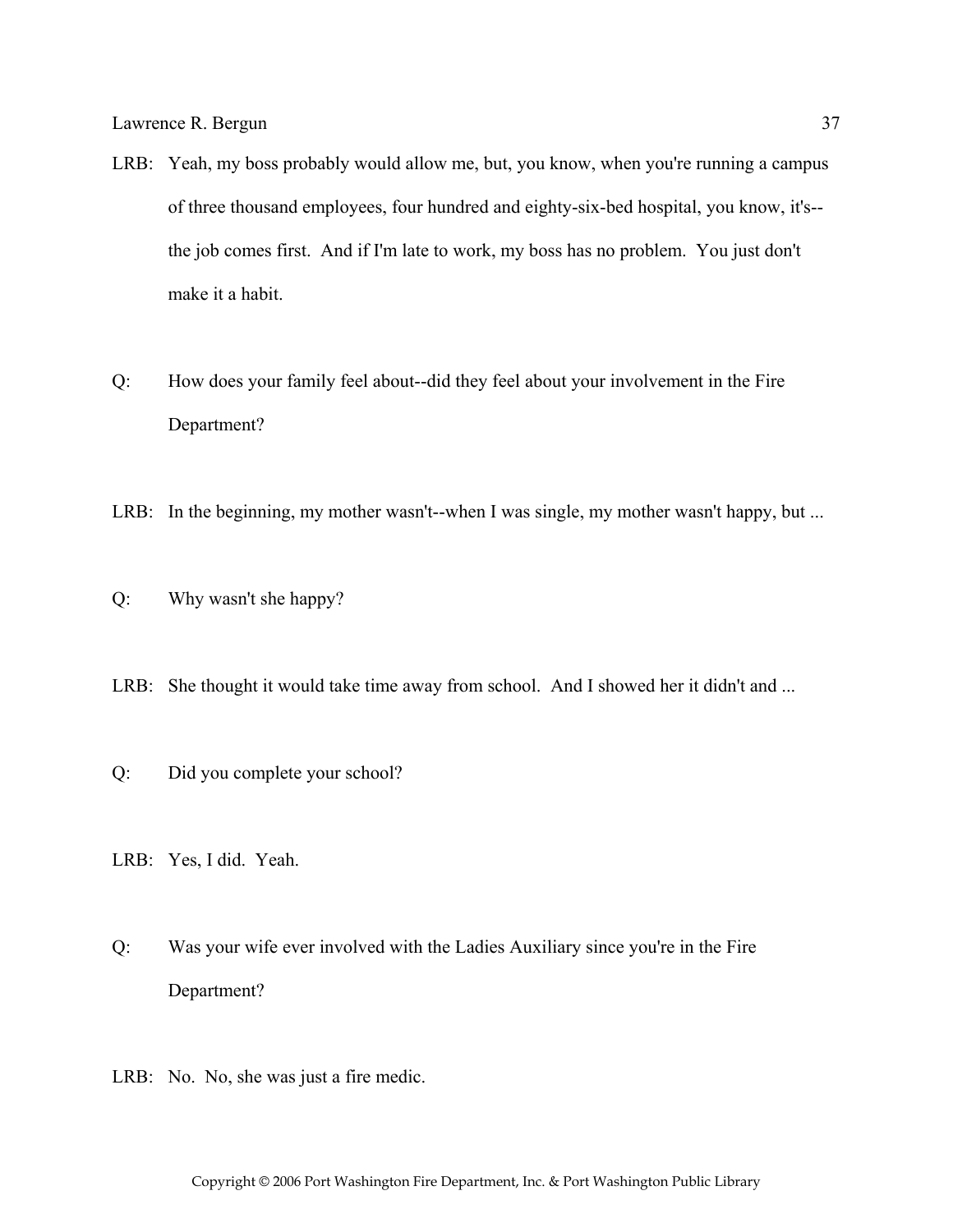LRB: Yeah, my boss probably would allow me, but, you know, when you're running a campus of three thousand employees, four hundred and eighty-six-bed hospital, you know, it's--the job comes first. And if I'm late to work, my boss has no problem. You just don't make it a habit.

Q: How does your family feel about--did they feel about your involvement in the Fire Department?

LRB: In the beginning, my mother wasn't--when I was single, my mother wasn't happy, but ...

Q: Why wasn't she happy?

LRB: She thought it would take time away from school. And I showed her it didn't and ...

Q: Did you complete your school?

LRB: Yes, I did. Yeah.

Q: Was your wife ever involved with the Ladies Auxiliary since you're in the Fire Department?

LRB: No. No, she was just a fire medic.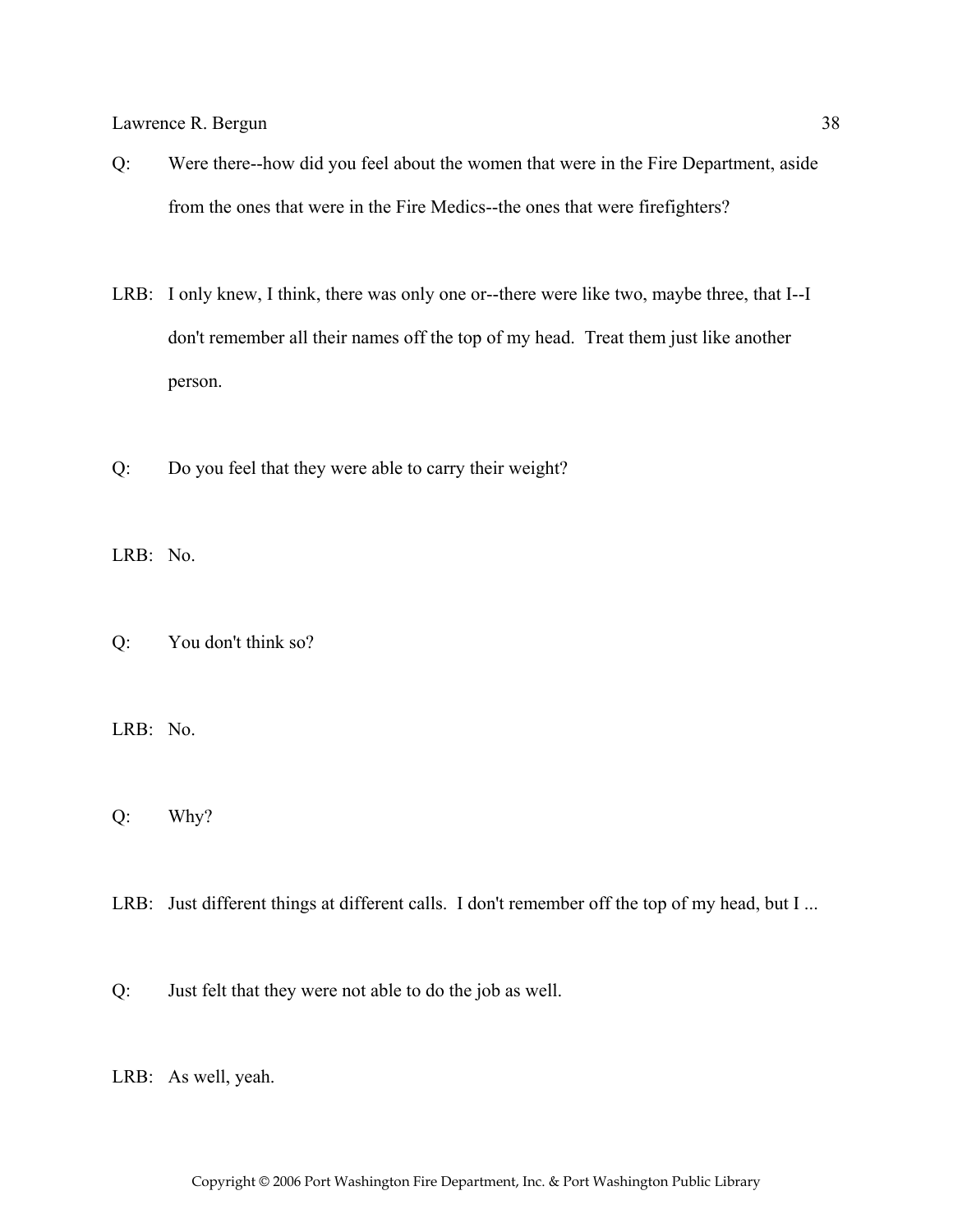Q: Were there--how did you feel about the women that were in the Fire Department, aside from the ones that were in the Fire Medics--the ones that were firefighters?

LRB: I only knew, I think, there was only one or--there were like two, maybe three, that I--I don't remember all their names off the top of my head. Treat them just like another person.

Q: Do you feel that they were able to carry their weight?

LRB: No.

Q: You don't think so?

LRB: No.

Q: Why?

LRB: Just different things at different calls. I don't remember off the top of my head, but I ...

Q: Just felt that they were not able to do the job as well.

LRB: As well, yeah.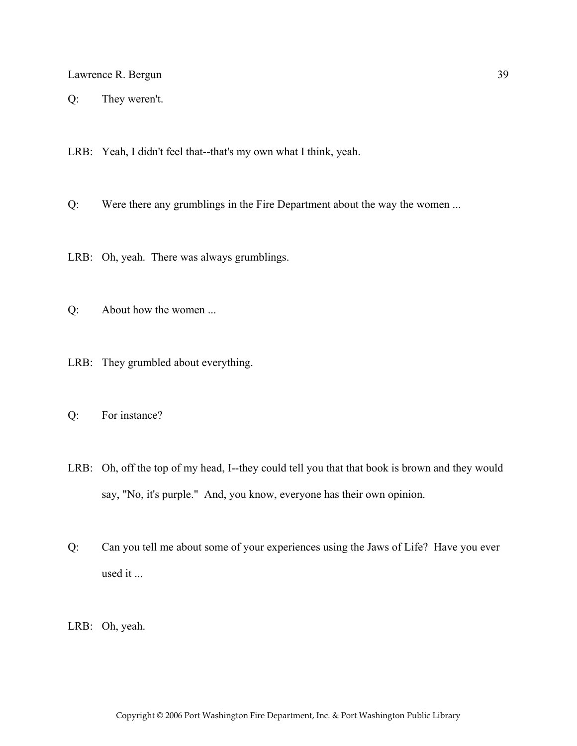Q: They weren't.

LRB: Yeah, I didn't feel that--that's my own what I think, yeah.

Q: Were there any grumblings in the Fire Department about the way the women ...

LRB: Oh, yeah. There was always grumblings.

Q: About how the women ...

LRB: They grumbled about everything.

Q: For instance?

LRB: Oh, off the top of my head, I--they could tell you that that book is brown and they would say, "No, it's purple." And, you know, everyone has their own opinion.

Q: Can you tell me about some of your experiences using the Jaws of Life? Have you ever used it ...

LRB: Oh, yeah.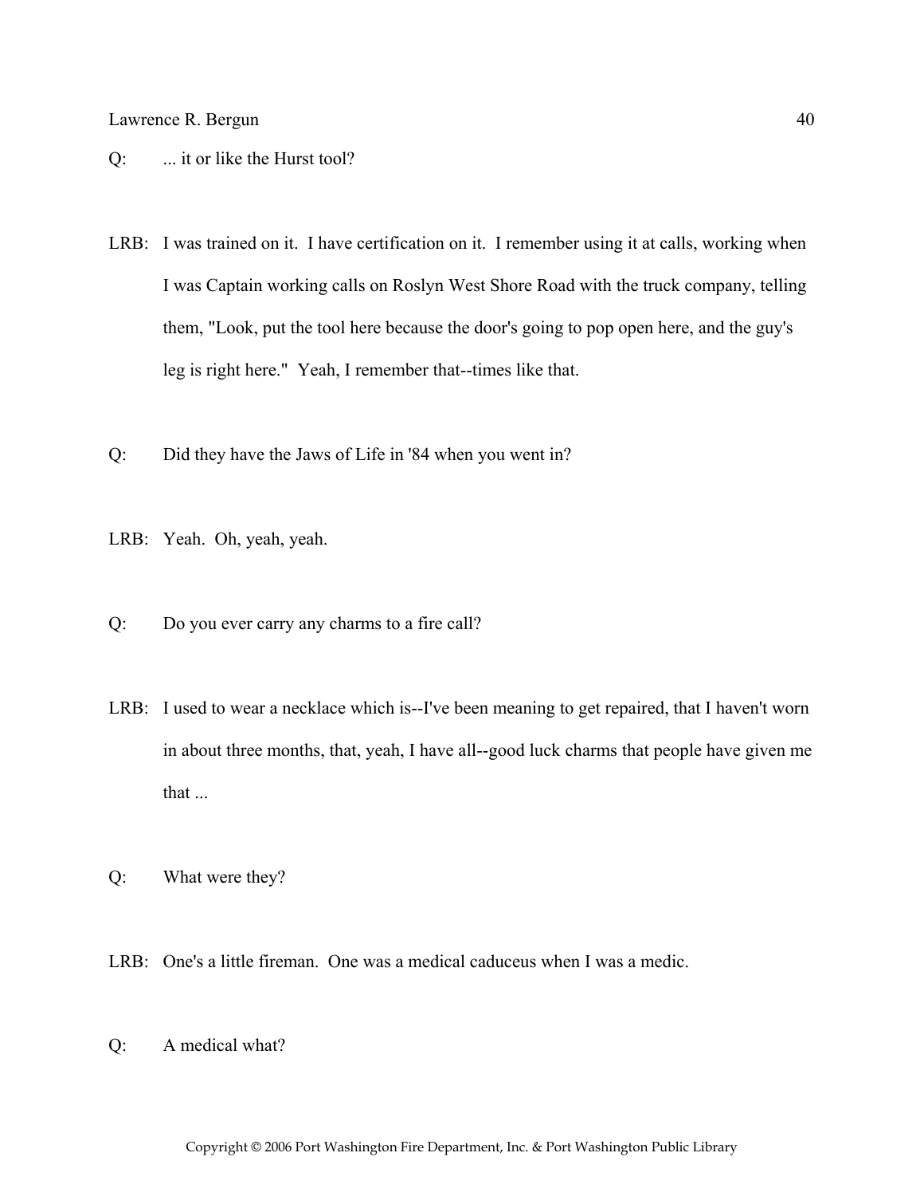Q: ... it or like the Hurst tool?

LRB: I was trained on it. I have certification on it. I remember using it at calls, working when I was Captain working calls on Roslyn West Shore Road with the truck company, telling them, "Look, put the tool here because the door's going to pop open here, and the guy's leg is right here." Yeah, I remember that--times like that.

Q: Did they have the Jaws of Life in '84 when you went in?

LRB: Yeah. Oh, yeah, yeah.

Q: Do you ever carry any charms to a fire call?

LRB: I used to wear a necklace which is--I've been meaning to get repaired, that I haven't worn in about three months, that, yeah, I have all--good luck charms that people have given me that ...

Q: What were they?

LRB: One's a little fireman. One was a medical caduceus when I was a medic.

Q: A medical what?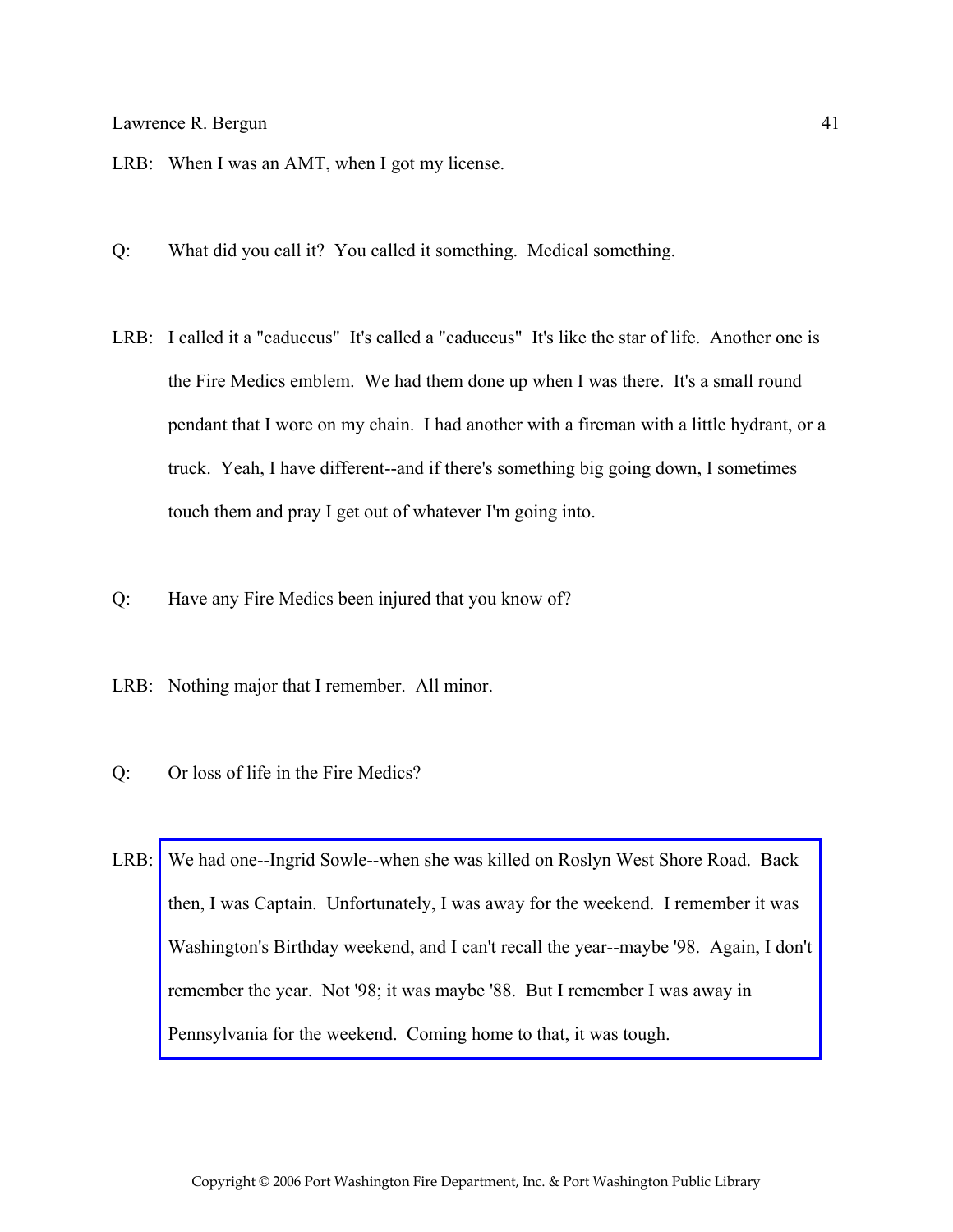LRB: When I was an AMT, when I got my license.

Q: What did you call it? You called it something. Medical something.

LRB: I called it a "caduceus" It's called a "caduceus" It's like the star of life. Another one is the Fire Medics emblem. We had them done up when I was there. It's a small round pendant that I wore on my chain. I had another with a fireman with a little hydrant, or a truck. Yeah, I have different--and if there's something big going down, I sometimes touch them and pray I get out of whatever I'm going into.

Q: Have any Fire Medics been injured that you know of?

LRB: Nothing major that I remember. All minor.

Q: Or loss of life in the Fire Medics?

LRB: We had one--Ingrid Sowle--when she was killed on Roslyn West Shore Road. Back then, I was Captain. Unfortunately, I was away for the weekend. I remember it was Washington's Birthday weekend, and I can't recall the year--maybe '98. Again, I don't remember the year. Not '98; it was maybe '88. But I remember I was away in Pennsylvania for the weekend. Coming home to that, it was tough.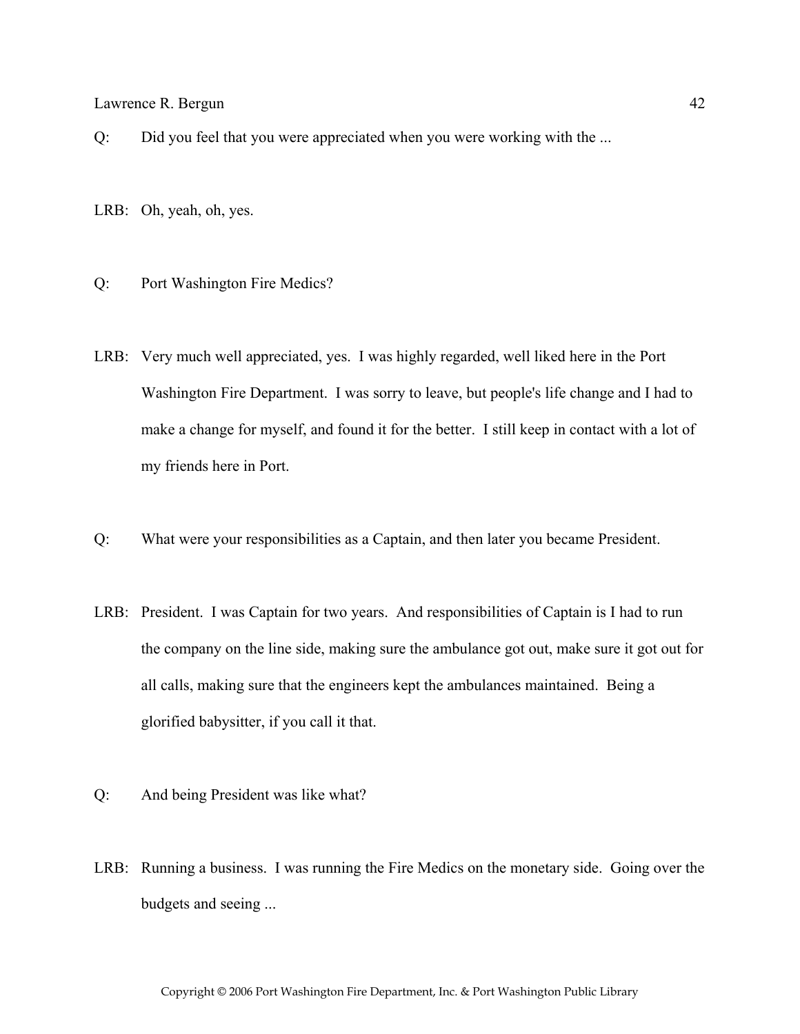Q: Did you feel that you were appreciated when you were working with the ...

LRB: Oh, yeah, oh, yes.

Q: Port Washington Fire Medics?

LRB: Very much well appreciated, yes. I was highly regarded, well liked here in the Port Washington Fire Department. I was sorry to leave, but people's life change and I had to make a change for myself, and found it for the better. I still keep in contact with a lot of my friends here in Port.

Q: What were your responsibilities as a Captain, and then later you became President.

LRB: President. I was Captain for two years. And responsibilities of Captain is I had to run the company on the line side, making sure the ambulance got out, make sure it got out for all calls, making sure that the engineers kept the ambulances maintained. Being a glorified babysitter, if you call it that.

Q: And being President was like what?

LRB: Running a business. I was running the Fire Medics on the monetary side. Going over the budgets and seeing ...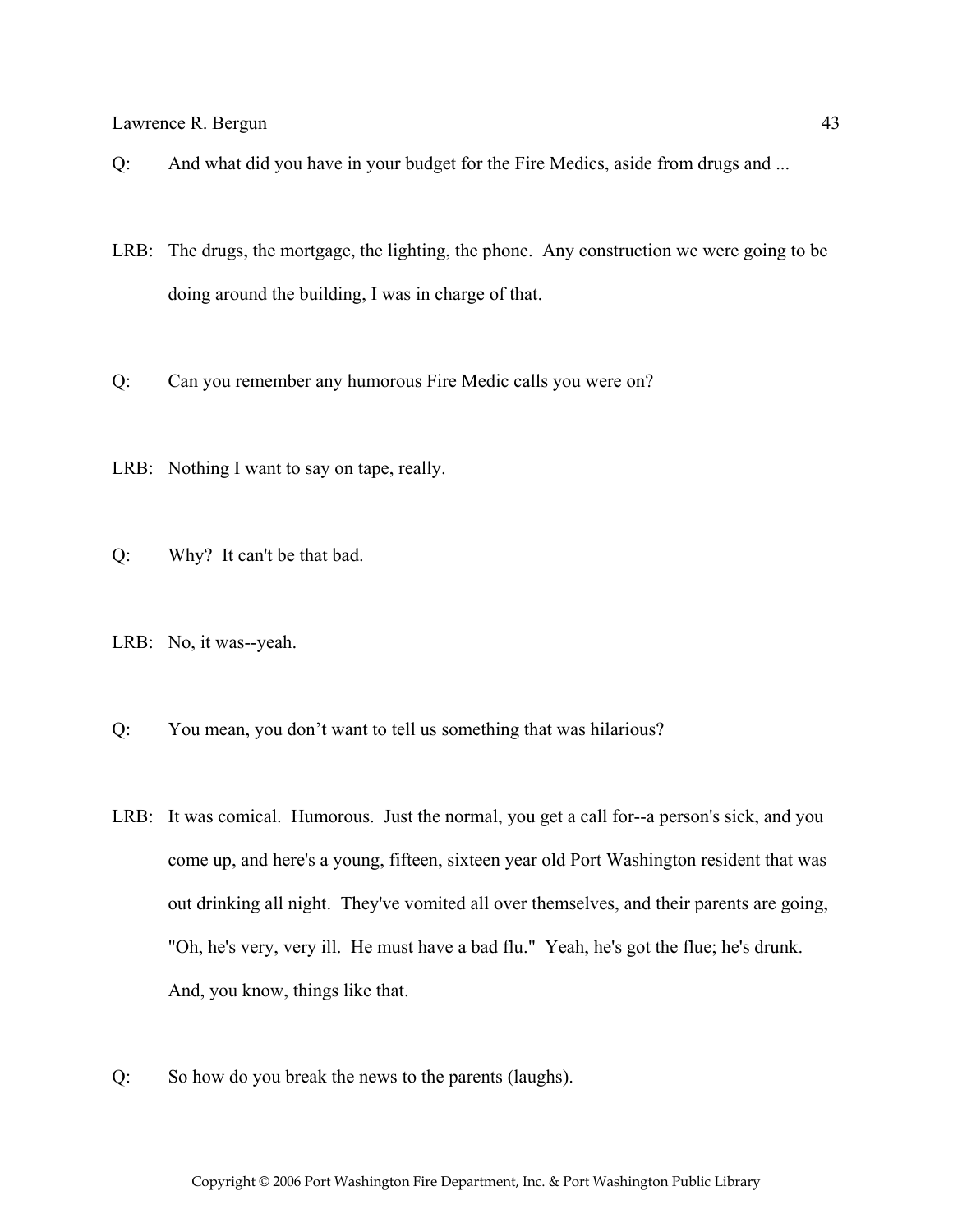Q: And what did you have in your budget for the Fire Medics, aside from drugs and ...

LRB: The drugs, the mortgage, the lighting, the phone. Any construction we were going to be doing around the building, I was in charge of that.

Q: Can you remember any humorous Fire Medic calls you were on?

LRB: Nothing I want to say on tape, really.

Q: Why? It can't be that bad.

LRB: No, it was--yeah.

Q: You mean, you don't want to tell us something that was hilarious?

LRB: It was comical. Humorous. Just the normal, you get a call for--a person's sick, and you come up, and here's a young, fifteen, sixteen year old Port Washington resident that was out drinking all night. They've vomited all over themselves, and their parents are going, "Oh, he's very, very ill. He must have a bad flu." Yeah, he's got the flue; he's drunk. And, you know, things like that.

Q: So how do you break the news to the parents (laughs).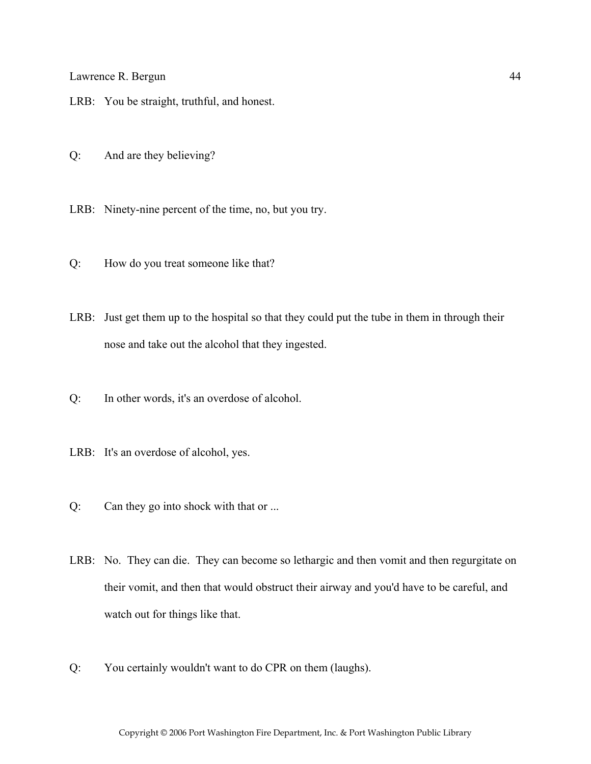LRB: You be straight, truthful, and honest.

Q: And are they believing?

LRB: Ninety-nine percent of the time, no, but you try.

Q: How do you treat someone like that?

LRB: Just get them up to the hospital so that they could put the tube in them in through their nose and take out the alcohol that they ingested.

Q: In other words, it's an overdose of alcohol.

LRB: It's an overdose of alcohol, yes.

Q: Can they go into shock with that or ...

LRB: No. They can die. They can become so lethargic and then vomit and then regurgitate on their vomit, and then that would obstruct their airway and you'd have to be careful, and watch out for things like that.

Q: You certainly wouldn't want to do CPR on them (laughs).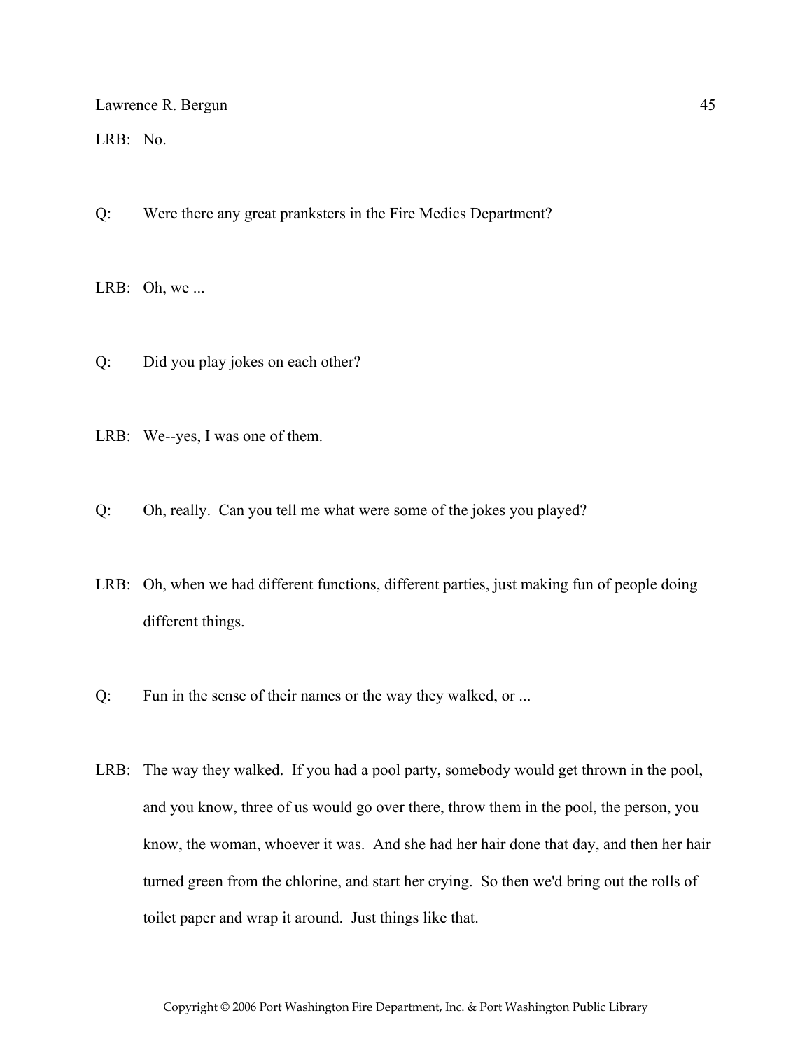LRB: No.

Q: Were there any great pranksters in the Fire Medics Department?

LRB: Oh, we ...

Q: Did you play jokes on each other?

LRB: We--yes, I was one of them.

Q: Oh, really. Can you tell me what were some of the jokes you played?

LRB: Oh, when we had different functions, different parties, just making fun of people doing different things.

Q: Fun in the sense of their names or the way they walked, or ...

LRB: The way they walked. If you had a pool party, somebody would get thrown in the pool, and you know, three of us would go over there, throw them in the pool, the person, you know, the woman, whoever it was. And she had her hair done that day, and then her hair turned green from the chlorine, and start her crying. So then we'd bring out the rolls of toilet paper and wrap it around. Just things like that.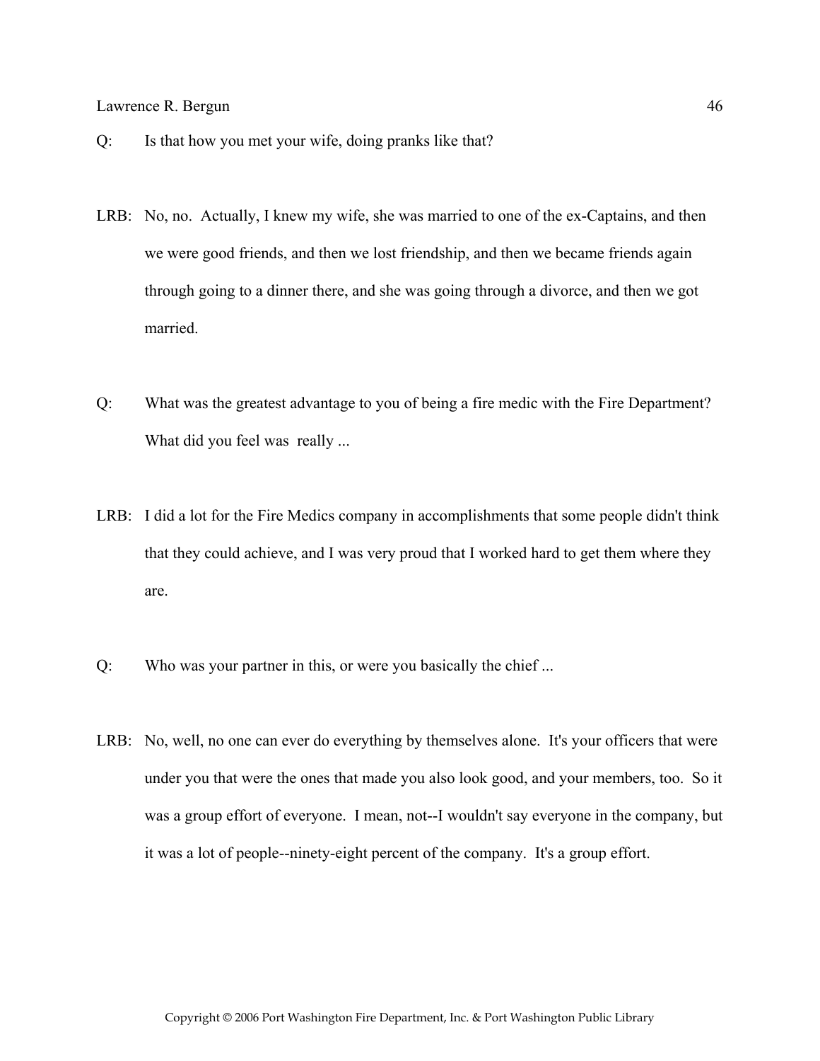Q: Is that how you met your wife, doing pranks like that?

LRB: No, no. Actually, I knew my wife, she was married to one of the ex-Captains, and then we were good friends, and then we lost friendship, and then we became friends again through going to a dinner there, and she was going through a divorce, and then we got married.

Q: What was the greatest advantage to you of being a fire medic with the Fire Department? What did you feel was really ...

LRB: I did a lot for the Fire Medics company in accomplishments that some people didn't think that they could achieve, and I was very proud that I worked hard to get them where they are.

Q: Who was your partner in this, or were you basically the chief ...

LRB: No, well, no one can ever do everything by themselves alone. It's your officers that were under you that were the ones that made you also look good, and your members, too. So it was a group effort of everyone. I mean, not--I wouldn't say everyone in the company, but it was a lot of people--ninety-eight percent of the company. It's a group effort.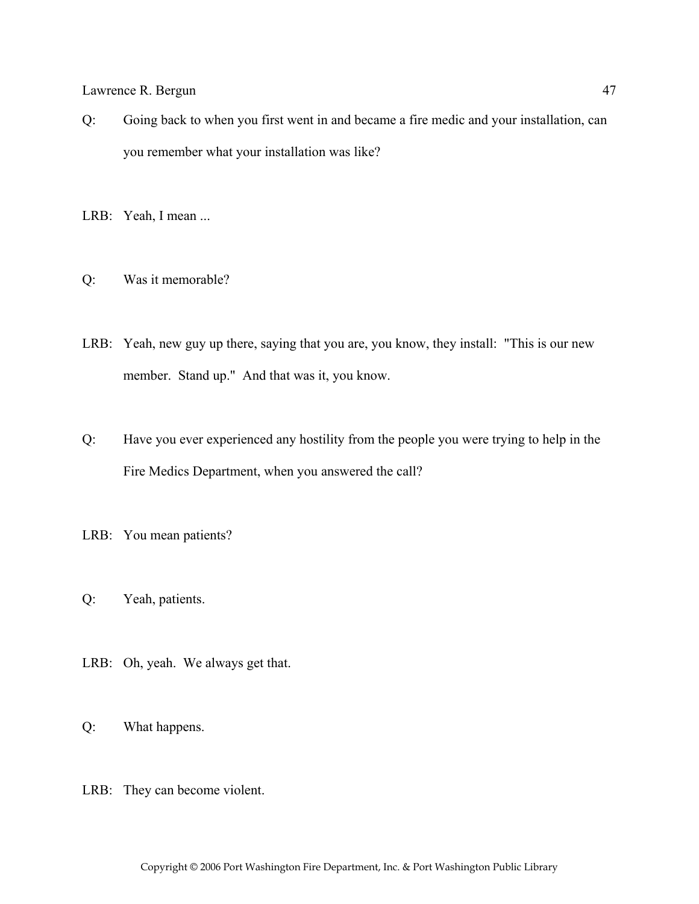Q: Going back to when you first went in and became a fire medic and your installation, can you remember what your installation was like?

LRB: Yeah, I mean ...

Q: Was it memorable?

LRB: Yeah, new guy up there, saying that you are, you know, they install: "This is our new member. Stand up." And that was it, you know.

Q: Have you ever experienced any hostility from the people you were trying to help in the Fire Medics Department, when you answered the call?

LRB: You mean patients?

Q: Yeah, patients.

LRB: Oh, yeah. We always get that.

Q: What happens.

LRB: They can become violent.

Copyright © 2006 Port Washington Fire Department, Inc. & Port Washington Public Library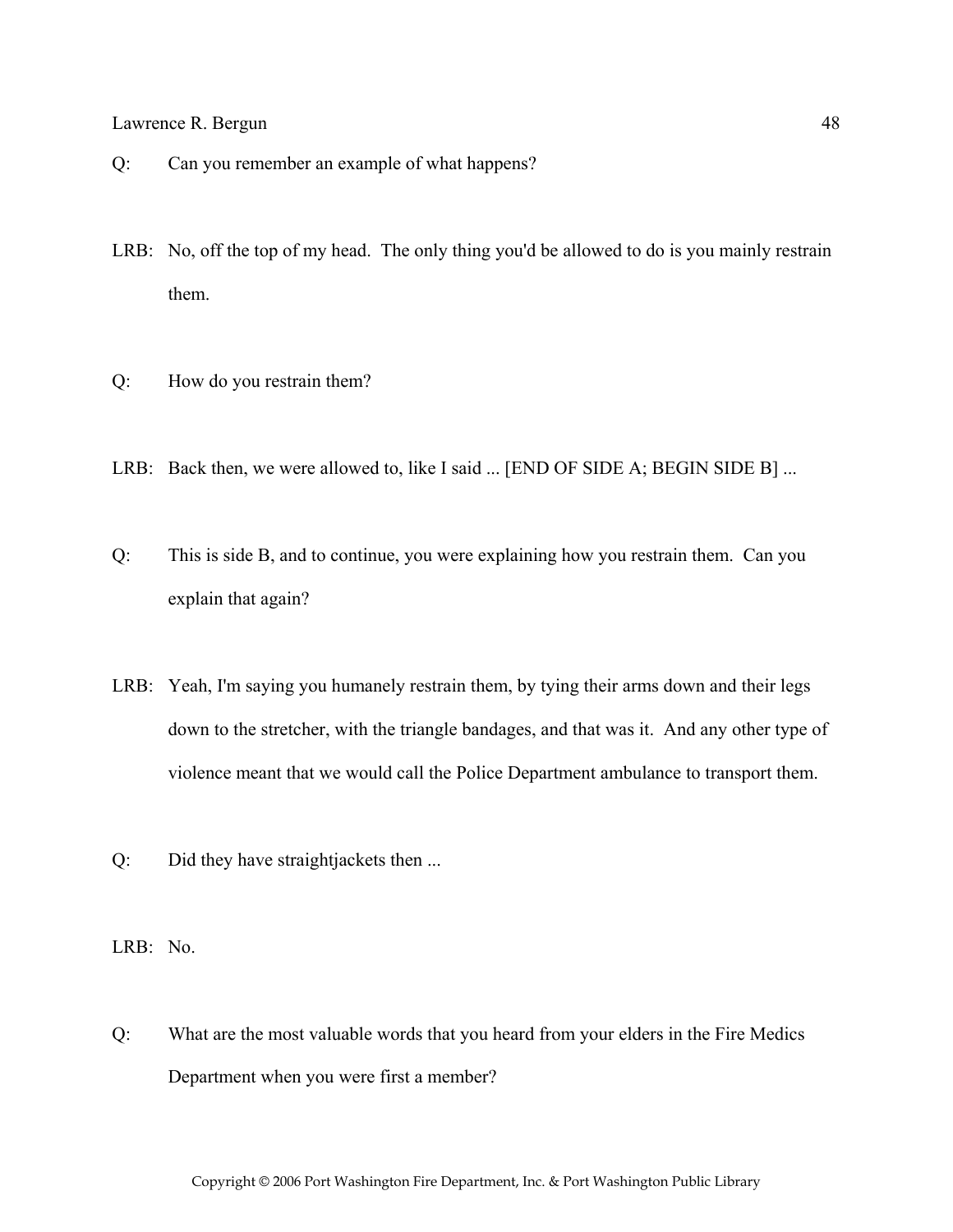Q: Can you remember an example of what happens?

LRB: No, off the top of my head. The only thing you'd be allowed to do is you mainly restrain them.

Q: How do you restrain them?

LRB: Back then, we were allowed to, like I said ... [END OF SIDE A; BEGIN SIDE B] ...

Q: This is side B, and to continue, you were explaining how you restrain them. Can you explain that again?

LRB: Yeah, I'm saying you humanely restrain them, by tying their arms down and their legs down to the stretcher, with the triangle bandages, and that was it. And any other type of violence meant that we would call the Police Department ambulance to transport them.

Q: Did they have straightjackets then ...

LRB: No.

Q: What are the most valuable words that you heard from your elders in the Fire Medics Department when you were first a member?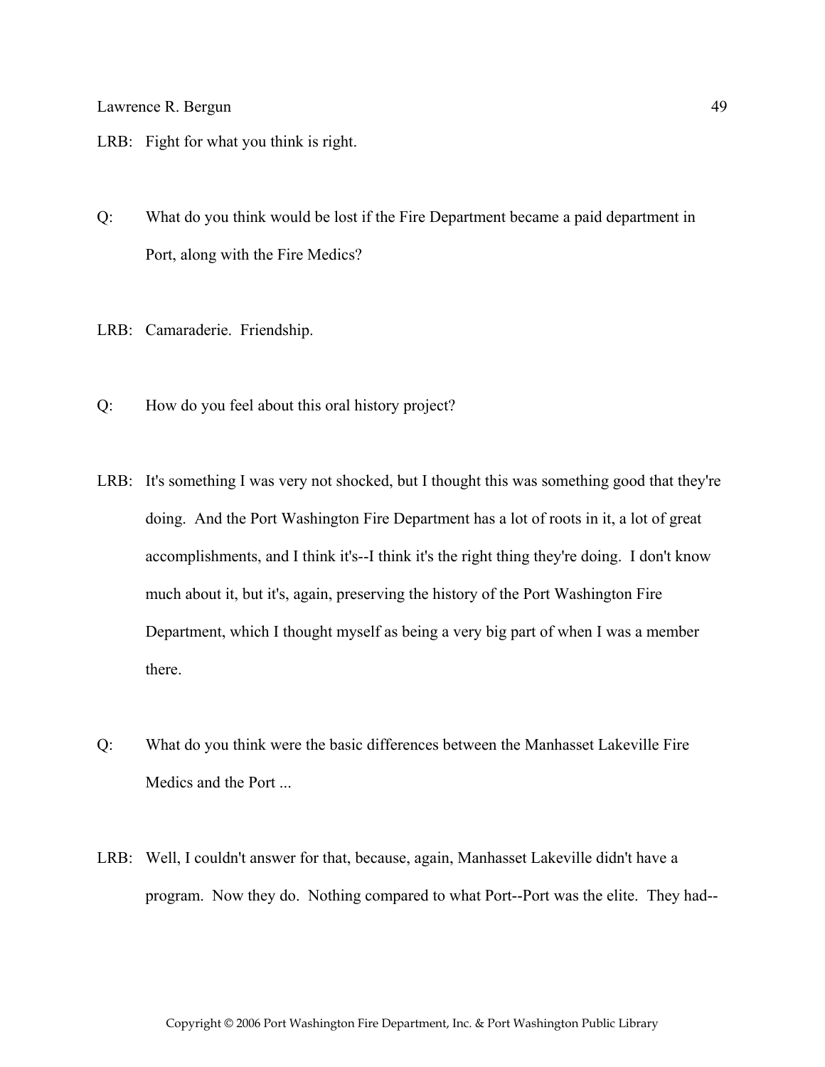LRB: Fight for what you think is right.

Q: What do you think would be lost if the Fire Department became a paid department in Port, along with the Fire Medics?

LRB: Camaraderie. Friendship.

Q: How do you feel about this oral history project?

LRB: It's something I was very not shocked, but I thought this was something good that they're doing. And the Port Washington Fire Department has a lot of roots in it, a lot of great accomplishments, and I think it's--I think it's the right thing they're doing. I don't know much about it, but it's, again, preserving the history of the Port Washington Fire Department, which I thought myself as being a very big part of when I was a member there.

Q: What do you think were the basic differences between the Manhasset Lakeville Fire Medics and the Port ...

LRB: Well, I couldn't answer for that, because, again, Manhasset Lakeville didn't have a program. Now they do. Nothing compared to what Port--Port was the elite. They had--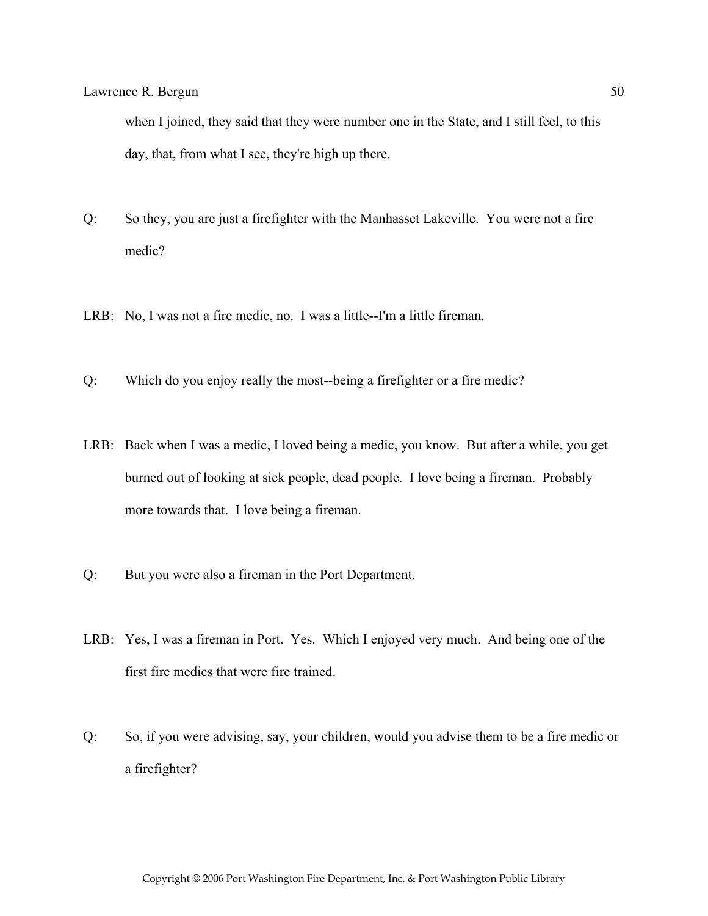when I joined, they said that they were number one in the State, and I still feel, to this day, that, from what I see, they're high up there.

Q: So they, you are just a firefighter with the Manhasset Lakeville. You were not a fire medic?

LRB: No, I was not a fire medic, no. I was a little--I'm a little fireman.

Q: Which do you enjoy really the most--being a firefighter or a fire medic?

LRB: Back when I was a medic, I loved being a medic, you know. But after a while, you get burned out of looking at sick people, dead people. I love being a fireman. Probably more towards that. I love being a fireman.

Q: But you were also a fireman in the Port Department.

LRB: Yes, I was a fireman in Port. Yes. Which I enjoyed very much. And being one of the first fire medics that were fire trained.

Q: So, if you were advising, say, your children, would you advise them to be a fire medic or a firefighter?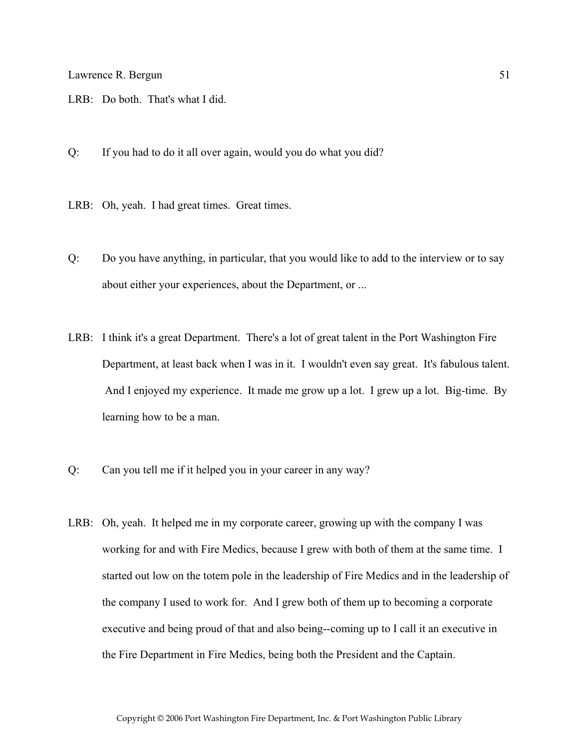LRB: Do both. That's what I did.

Q: If you had to do it all over again, would you do what you did?

LRB: Oh, yeah. I had great times. Great times.

Q: Do you have anything, in particular, that you would like to add to the interview or to say about either your experiences, about the Department, or ...

LRB: I think it's a great Department. There's a lot of great talent in the Port Washington Fire Department, at least back when I was in it. I wouldn't even say great. It's fabulous talent. And I enjoyed my experience. It made me grow up a lot. I grew up a lot. Big-time. By learning how to be a man.

Q: Can you tell me if it helped you in your career in any way?

LRB: Oh, yeah. It helped me in my corporate career, growing up with the company I was working for and with Fire Medics, because I grew with both of them at the same time. I started out low on the totem pole in the leadership of Fire Medics and in the leadership of the company I used to work for. And I grew both of them up to becoming a corporate executive and being proud of that and also being--coming up to I call it an executive in the Fire Department in Fire Medics, being both the President and the Captain.

Copyright © 2006 Port Washington Fire Department, Inc. & Port Washington Public Library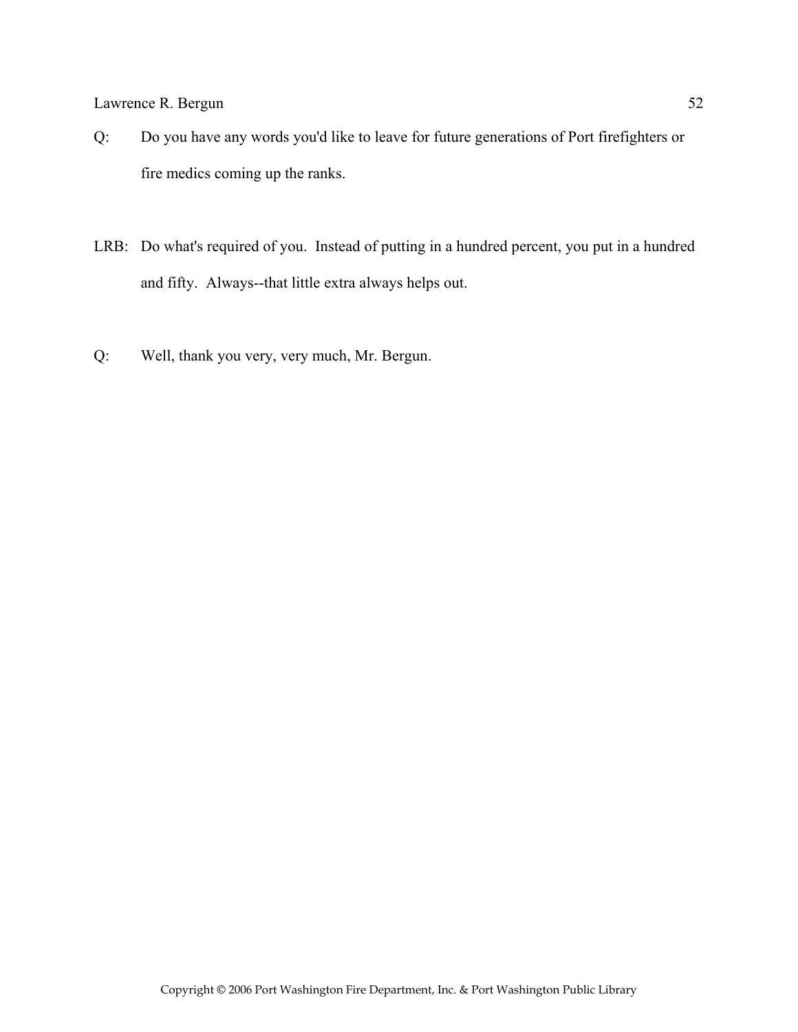Q: Do you have any words you'd like to leave for future generations of Port firefighters or fire medics coming up the ranks.

LRB: Do what's required of you. Instead of putting in a hundred percent, you put in a hundred and fifty. Always--that little extra always helps out.

Q: Well, thank you very, very much, Mr. Bergun.